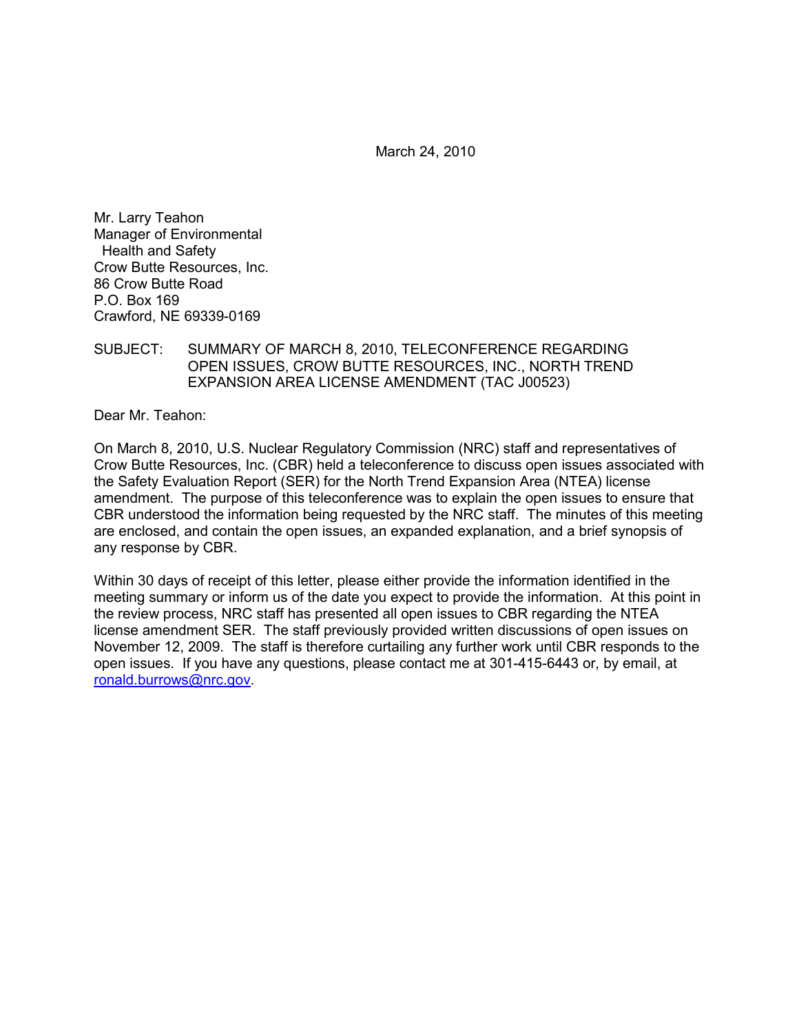March 24, 2010

Mr. Larry Teahon
Manager of Environmental
 Health and Safety
Crow Butte Resources, Inc.
86 Crow Butte Road
P.O. Box 169
Crawford, NE 69339-0169

SUBJECT: SUMMARY OF MARCH 8, 2010, TELECONFERENCE REGARDING OPEN ISSUES, CROW BUTTE RESOURCES, INC., NORTH TREND EXPANSION AREA LICENSE AMENDMENT (TAC J00523)

Dear Mr. Teahon:

On March 8, 2010, U.S. Nuclear Regulatory Commission (NRC) staff and representatives of Crow Butte Resources, Inc. (CBR) held a teleconference to discuss open issues associated with the Safety Evaluation Report (SER) for the North Trend Expansion Area (NTEA) license amendment. The purpose of this teleconference was to explain the open issues to ensure that CBR understood the information being requested by the NRC staff. The minutes of this meeting are enclosed, and contain the open issues, an expanded explanation, and a brief synopsis of any response by CBR.

Within 30 days of receipt of this letter, please either provide the information identified in the meeting summary or inform us of the date you expect to provide the information. At this point in the review process, NRC staff has presented all open issues to CBR regarding the NTEA license amendment SER. The staff previously provided written discussions of open issues on November 12, 2009. The staff is therefore curtailing any further work until CBR responds to the open issues. If you have any questions, please contact me at 301-415-6443 or, by email, at ronald.burrows@nrc.gov.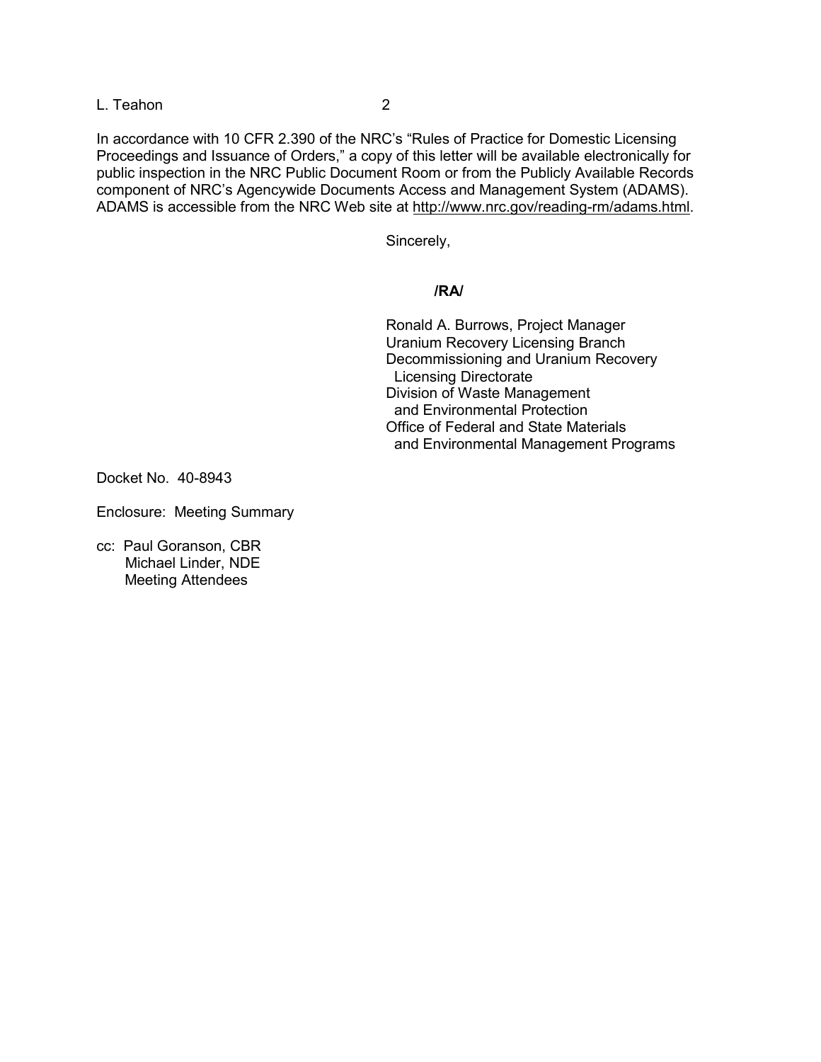In accordance with 10 CFR 2.390 of the NRC's "Rules of Practice for Domestic Licensing Proceedings and Issuance of Orders," a copy of this letter will be available electronically for public inspection in the NRC Public Document Room or from the Publicly Available Records component of NRC's Agencywide Documents Access and Management System (ADAMS). ADAMS is accessible from the NRC Web site at http://www.nrc.gov/reading-rm/adams.html.

Sincerely,

**/RA/**

Ronald A. Burrows, Project Manager
Uranium Recovery Licensing Branch
Decommissioning and Uranium Recovery
Licensing Directorate
Division of Waste Management
and Environmental Protection
Office of Federal and State Materials
and Environmental Management Programs

Docket No. 40-8943

Enclosure: Meeting Summary

cc: Paul Goranson, CBR
Michael Linder, NDE
Meeting Attendees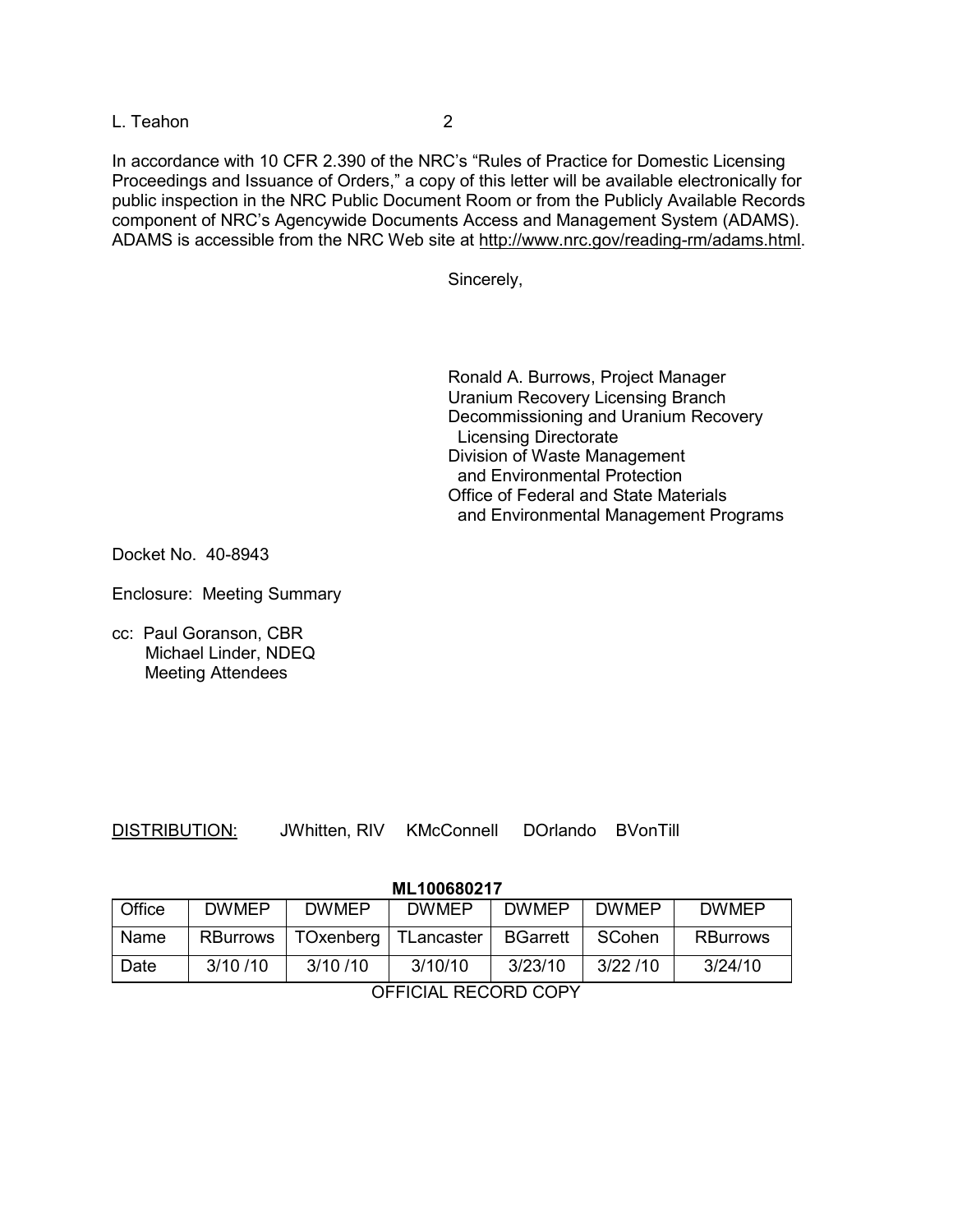In accordance with 10 CFR 2.390 of the NRC's "Rules of Practice for Domestic Licensing Proceedings and Issuance of Orders," a copy of this letter will be available electronically for public inspection in the NRC Public Document Room or from the Publicly Available Records component of NRC's Agencywide Documents Access and Management System (ADAMS). ADAMS is accessible from the NRC Web site at http://www.nrc.gov/reading-rm/adams.html.

Sincerely,

Ronald A. Burrows, Project Manager
Uranium Recovery Licensing Branch
Decommissioning and Uranium Recovery
Licensing Directorate
Division of Waste Management
and Environmental Protection
Office of Federal and State Materials
and Environmental Management Programs

Docket No. 40-8943

Enclosure: Meeting Summary

cc: Paul Goranson, CBR
Michael Linder, NDEQ
Meeting Attendees

DISTRIBUTION: JWhitten, RIV KMcConnell DOrlando BVonTill

**ML100680217**

| Office | DWMEP | DWMEP | DWMEP | DWMEP | DWMEP | DWMEP |
|---|---|---|---|---|---|---|
| Name | RBurrows | TOxenberg | TLancaster | BGarrett | SCohen | RBurrows |
| Date | 3/10 /10 | 3/10 /10 | 3/10/10 | 3/23/10 | 3/22 /10 | 3/24/10 |

OFFICIAL RECORD COPY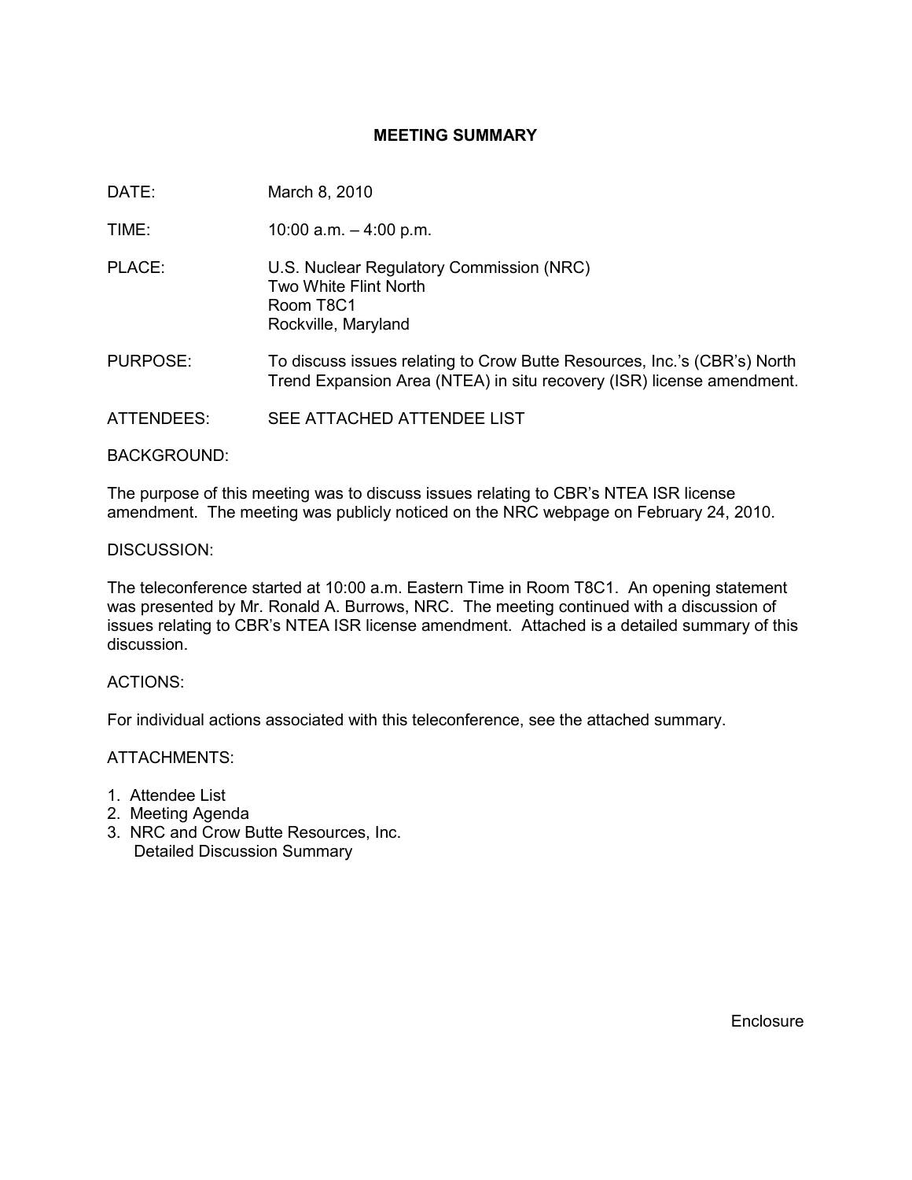# MEETING SUMMARY

DATE: March 8, 2010

TIME: 10:00 a.m. – 4:00 p.m.

PLACE: U.S. Nuclear Regulatory Commission (NRC)
Two White Flint North
Room T8C1
Rockville, Maryland

PURPOSE: To discuss issues relating to Crow Butte Resources, Inc.'s (CBR's) North Trend Expansion Area (NTEA) in situ recovery (ISR) license amendment.

ATTENDEES: SEE ATTACHED ATTENDEE LIST

BACKGROUND:

The purpose of this meeting was to discuss issues relating to CBR's NTEA ISR license amendment. The meeting was publicly noticed on the NRC webpage on February 24, 2010.

DISCUSSION:

The teleconference started at 10:00 a.m. Eastern Time in Room T8C1. An opening statement was presented by Mr. Ronald A. Burrows, NRC. The meeting continued with a discussion of issues relating to CBR's NTEA ISR license amendment. Attached is a detailed summary of this discussion.

ACTIONS:

For individual actions associated with this teleconference, see the attached summary.

ATTACHMENTS:

1. Attendee List
2. Meeting Agenda
3. NRC and Crow Butte Resources, Inc.
   Detailed Discussion Summary

Enclosure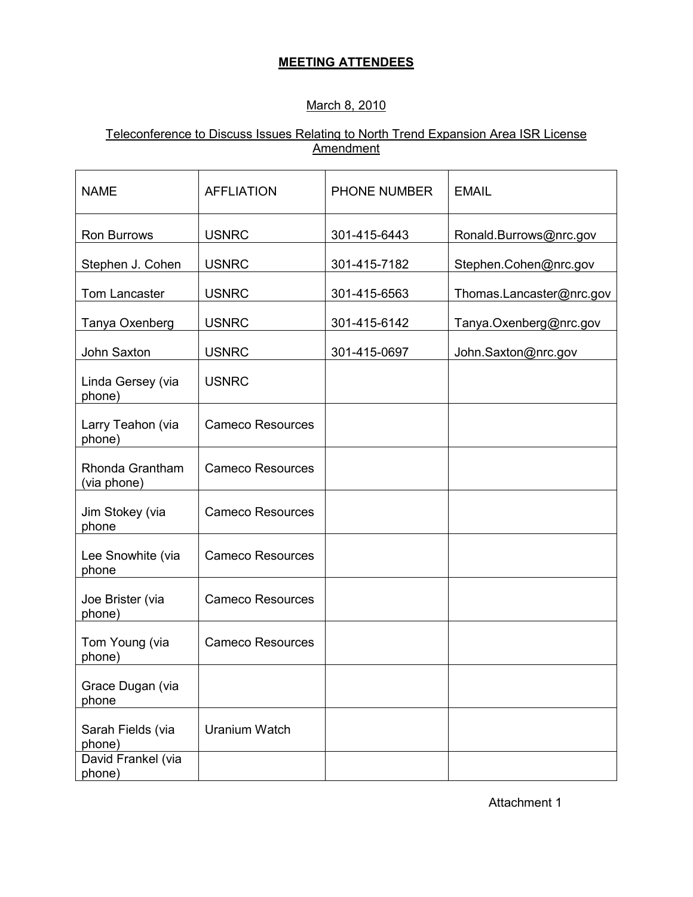**MEETING ATTENDEES**

March 8, 2010

Teleconference to Discuss Issues Relating to North Trend Expansion Area ISR License Amendment

| NAME | AFFLIATION | PHONE NUMBER | EMAIL |
|---|---|---|---|
| Ron Burrows | USNRC | 301-415-6443 | Ronald.Burrows@nrc.gov |
| Stephen J. Cohen | USNRC | 301-415-7182 | Stephen.Cohen@nrc.gov |
| Tom Lancaster | USNRC | 301-415-6563 | Thomas.Lancaster@nrc.gov |
| Tanya Oxenberg | USNRC | 301-415-6142 | Tanya.Oxenberg@nrc.gov |
| John Saxton | USNRC | 301-415-0697 | John.Saxton@nrc.gov |
| Linda Gersey (via phone) | USNRC | | |
| Larry Teahon (via phone) | Cameco Resources | | |
| Rhonda Grantham (via phone) | Cameco Resources | | |
| Jim Stokey (via phone | Cameco Resources | | |
| Lee Snowhite (via phone | Cameco Resources | | |
| Joe Brister (via phone) | Cameco Resources | | |
| Tom Young (via phone) | Cameco Resources | | |
| Grace Dugan (via phone | | | |
| Sarah Fields (via phone) | Uranium Watch | | |
| David Frankel (via phone) | | | |

Attachment 1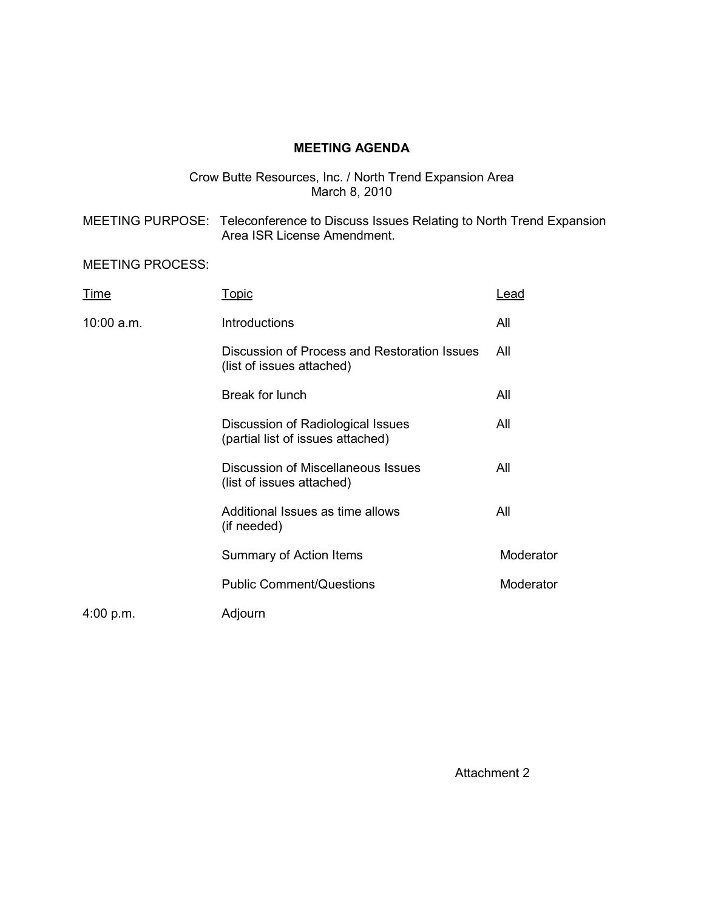# MEETING AGENDA

Crow Butte Resources, Inc. / North Trend Expansion Area
March 8, 2010

MEETING PURPOSE: Teleconference to Discuss Issues Relating to North Trend Expansion Area ISR License Amendment.

MEETING PROCESS:

| Time | Topic | Lead |
|---|---|---|
| 10:00 a.m. | Introductions | All |
| | Discussion of Process and Restoration Issues (list of issues attached) | All |
| | Break for lunch | All |
| | Discussion of Radiological Issues (partial list of issues attached) | All |
| | Discussion of Miscellaneous Issues (list of issues attached) | All |
| | Additional Issues as time allows (if needed) | All |
| | Summary of Action Items | Moderator |
| | Public Comment/Questions | Moderator |
| 4:00 p.m. | Adjourn | |

Attachment 2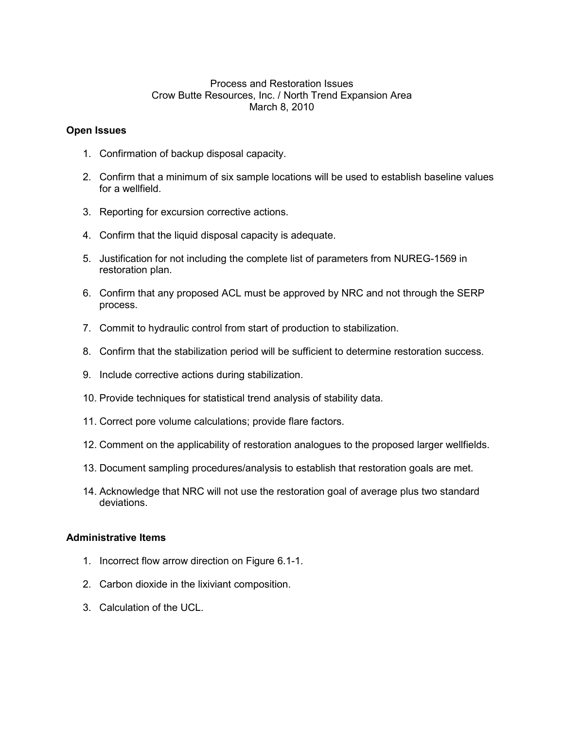Process and Restoration Issues
Crow Butte Resources, Inc. / North Trend Expansion Area
March 8, 2010

**Open Issues**

1. Confirmation of backup disposal capacity.
2. Confirm that a minimum of six sample locations will be used to establish baseline values for a wellfield.
3. Reporting for excursion corrective actions.
4. Confirm that the liquid disposal capacity is adequate.
5. Justification for not including the complete list of parameters from NUREG-1569 in restoration plan.
6. Confirm that any proposed ACL must be approved by NRC and not through the SERP process.
7. Commit to hydraulic control from start of production to stabilization.
8. Confirm that the stabilization period will be sufficient to determine restoration success.
9. Include corrective actions during stabilization.
10. Provide techniques for statistical trend analysis of stability data.
11. Correct pore volume calculations; provide flare factors.
12. Comment on the applicability of restoration analogues to the proposed larger wellfields.
13. Document sampling procedures/analysis to establish that restoration goals are met.
14. Acknowledge that NRC will not use the restoration goal of average plus two standard deviations.

**Administrative Items**

1. Incorrect flow arrow direction on Figure 6.1-1.
2. Carbon dioxide in the lixiviant composition.
3. Calculation of the UCL.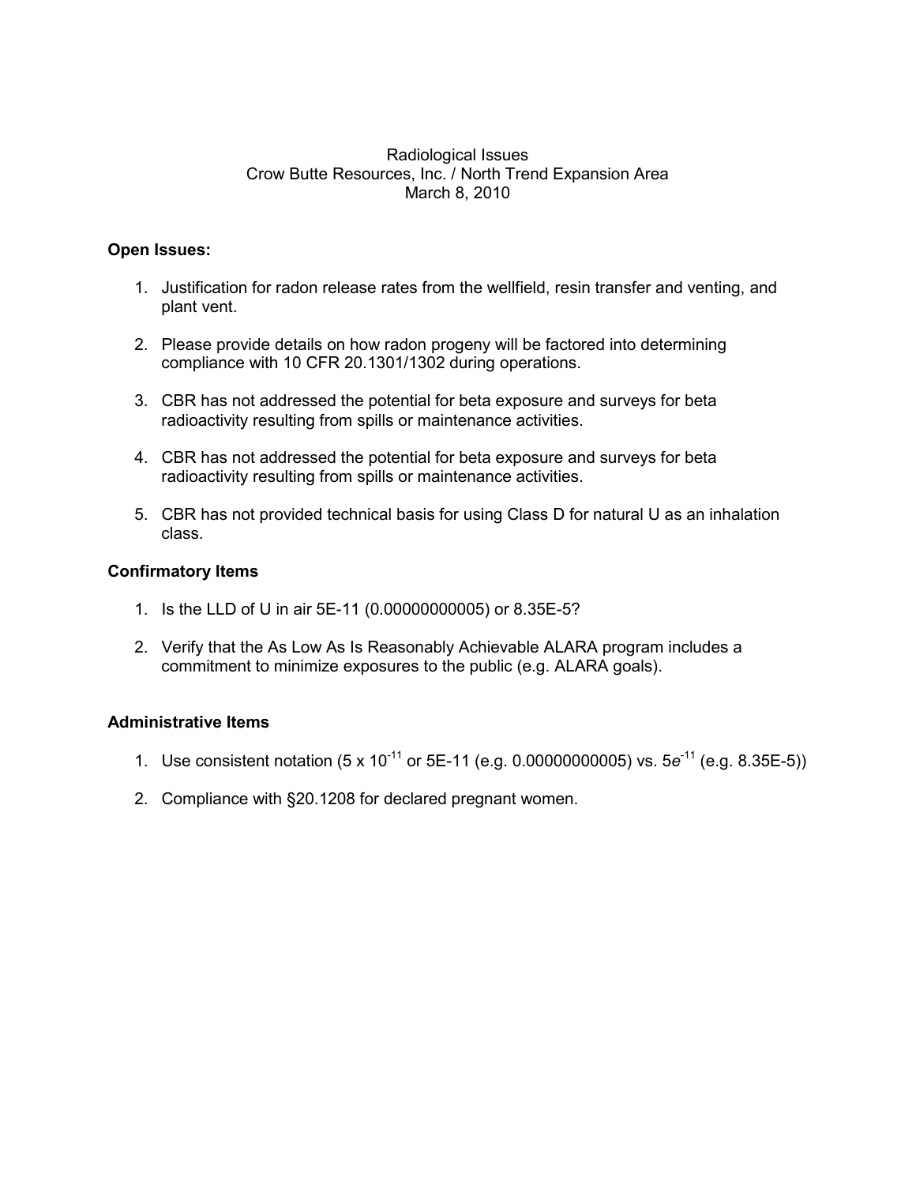Radiological Issues
Crow Butte Resources, Inc. / North Trend Expansion Area
March 8, 2010

**Open Issues:**

1. Justification for radon release rates from the wellfield, resin transfer and venting, and plant vent.

2. Please provide details on how radon progeny will be factored into determining compliance with 10 CFR 20.1301/1302 during operations.

3. CBR has not addressed the potential for beta exposure and surveys for beta radioactivity resulting from spills or maintenance activities.

4. CBR has not addressed the potential for beta exposure and surveys for beta radioactivity resulting from spills or maintenance activities.

5. CBR has not provided technical basis for using Class D for natural U as an inhalation class.

**Confirmatory Items**

1. Is the LLD of U in air 5E-11 (0.00000000005) or 8.35E-5?

2. Verify that the As Low As Is Reasonably Achievable ALARA program includes a commitment to minimize exposures to the public (e.g. ALARA goals).

**Administrative Items**

1. Use consistent notation ($5 \times 10^{-11}$ or 5E-11 (e.g. 0.00000000005) vs. $5e^{-11}$ (e.g. 8.35E-5))

2. Compliance with §20.1208 for declared pregnant women.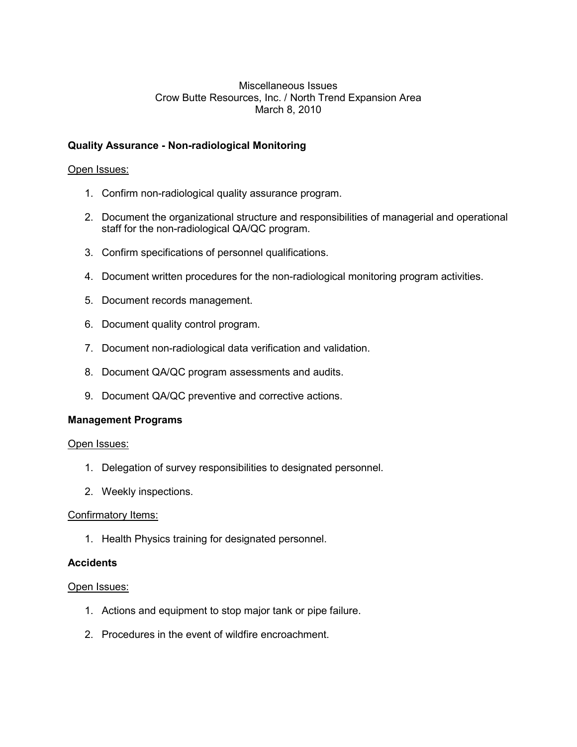Miscellaneous Issues
Crow Butte Resources, Inc. / North Trend Expansion Area
March 8, 2010

**Quality Assurance - Non-radiological Monitoring**

Open Issues:

1. Confirm non-radiological quality assurance program.
2. Document the organizational structure and responsibilities of managerial and operational staff for the non-radiological QA/QC program.
3. Confirm specifications of personnel qualifications.
4. Document written procedures for the non-radiological monitoring program activities.
5. Document records management.
6. Document quality control program.
7. Document non-radiological data verification and validation.
8. Document QA/QC program assessments and audits.
9. Document QA/QC preventive and corrective actions.

**Management Programs**

Open Issues:

1. Delegation of survey responsibilities to designated personnel.
2. Weekly inspections.

Confirmatory Items:

1. Health Physics training for designated personnel.

**Accidents**

Open Issues:

1. Actions and equipment to stop major tank or pipe failure.
2. Procedures in the event of wildfire encroachment.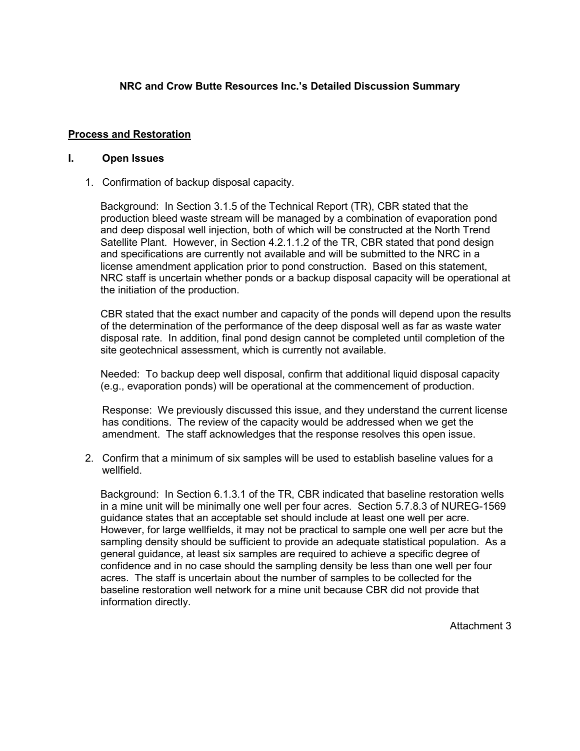## NRC and Crow Butte Resources Inc.'s Detailed Discussion Summary

**Process and Restoration**

### I. Open Issues

1. Confirmation of backup disposal capacity.

   Background: In Section 3.1.5 of the Technical Report (TR), CBR stated that the production bleed waste stream will be managed by a combination of evaporation pond and deep disposal well injection, both of which will be constructed at the North Trend Satellite Plant. However, in Section 4.2.1.1.2 of the TR, CBR stated that pond design and specifications are currently not available and will be submitted to the NRC in a license amendment application prior to pond construction. Based on this statement, NRC staff is uncertain whether ponds or a backup disposal capacity will be operational at the initiation of the production.

   CBR stated that the exact number and capacity of the ponds will depend upon the results of the determination of the performance of the deep disposal well as far as waste water disposal rate. In addition, final pond design cannot be completed until completion of the site geotechnical assessment, which is currently not available.

   Needed: To backup deep well disposal, confirm that additional liquid disposal capacity (e.g., evaporation ponds) will be operational at the commencement of production.

   Response: We previously discussed this issue, and they understand the current license has conditions. The review of the capacity would be addressed when we get the amendment. The staff acknowledges that the response resolves this open issue.

2. Confirm that a minimum of six samples will be used to establish baseline values for a wellfield.

   Background: In Section 6.1.3.1 of the TR, CBR indicated that baseline restoration wells in a mine unit will be minimally one well per four acres. Section 5.7.8.3 of NUREG-1569 guidance states that an acceptable set should include at least one well per acre. However, for large wellfields, it may not be practical to sample one well per acre but the sampling density should be sufficient to provide an adequate statistical population. As a general guidance, at least six samples are required to achieve a specific degree of confidence and in no case should the sampling density be less than one well per four acres. The staff is uncertain about the number of samples to be collected for the baseline restoration well network for a mine unit because CBR did not provide that information directly.

Attachment 3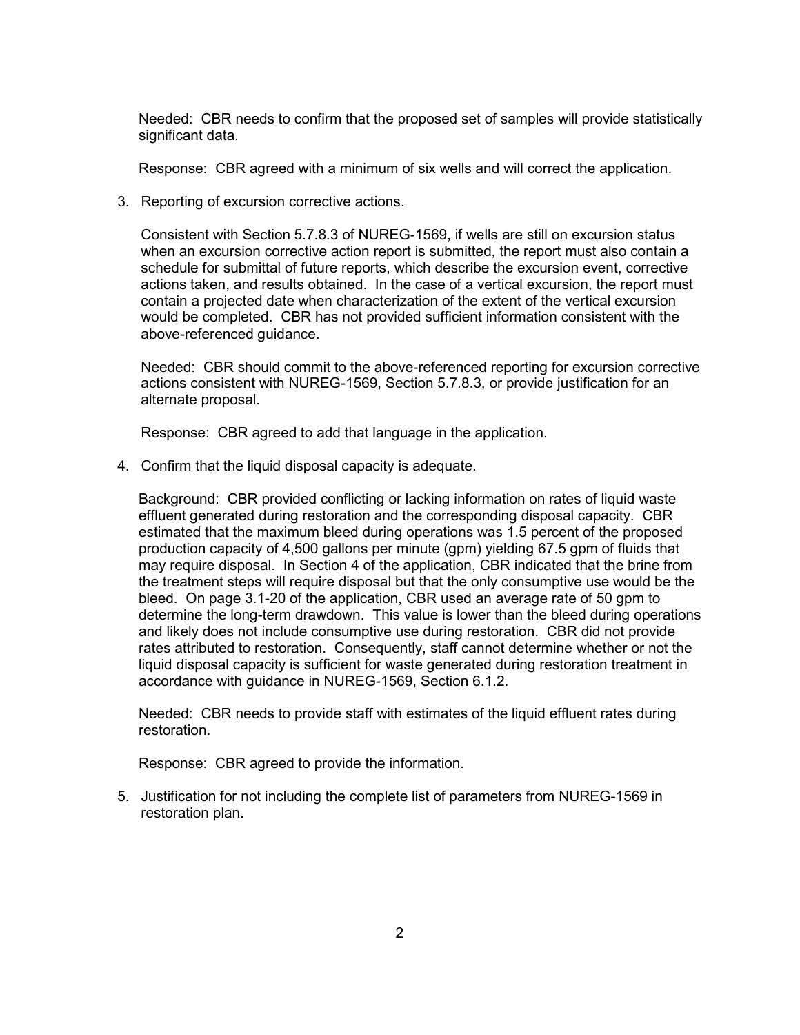Needed: CBR needs to confirm that the proposed set of samples will provide statistically significant data.

Response: CBR agreed with a minimum of six wells and will correct the application.

3. Reporting of excursion corrective actions.

   Consistent with Section 5.7.8.3 of NUREG-1569, if wells are still on excursion status when an excursion corrective action report is submitted, the report must also contain a schedule for submittal of future reports, which describe the excursion event, corrective actions taken, and results obtained. In the case of a vertical excursion, the report must contain a projected date when characterization of the extent of the vertical excursion would be completed. CBR has not provided sufficient information consistent with the above-referenced guidance.

   Needed: CBR should commit to the above-referenced reporting for excursion corrective actions consistent with NUREG-1569, Section 5.7.8.3, or provide justification for an alternate proposal.

   Response: CBR agreed to add that language in the application.

4. Confirm that the liquid disposal capacity is adequate.

   Background: CBR provided conflicting or lacking information on rates of liquid waste effluent generated during restoration and the corresponding disposal capacity. CBR estimated that the maximum bleed during operations was 1.5 percent of the proposed production capacity of 4,500 gallons per minute (gpm) yielding 67.5 gpm of fluids that may require disposal. In Section 4 of the application, CBR indicated that the brine from the treatment steps will require disposal but that the only consumptive use would be the bleed. On page 3.1-20 of the application, CBR used an average rate of 50 gpm to determine the long-term drawdown. This value is lower than the bleed during operations and likely does not include consumptive use during restoration. CBR did not provide rates attributed to restoration. Consequently, staff cannot determine whether or not the liquid disposal capacity is sufficient for waste generated during restoration treatment in accordance with guidance in NUREG-1569, Section 6.1.2.

   Needed: CBR needs to provide staff with estimates of the liquid effluent rates during restoration.

   Response: CBR agreed to provide the information.

5. Justification for not including the complete list of parameters from NUREG-1569 in restoration plan.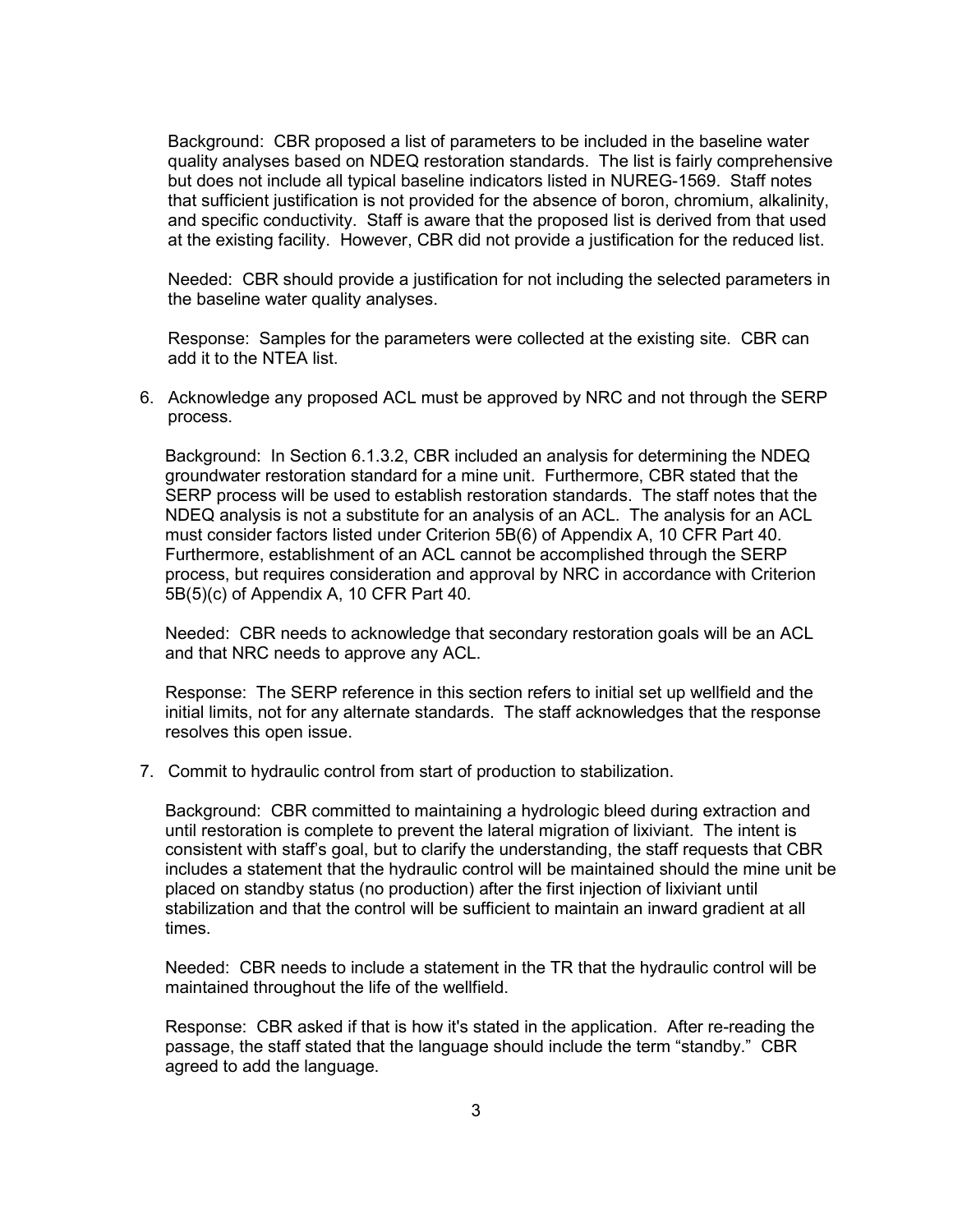Background: CBR proposed a list of parameters to be included in the baseline water quality analyses based on NDEQ restoration standards. The list is fairly comprehensive but does not include all typical baseline indicators listed in NUREG-1569. Staff notes that sufficient justification is not provided for the absence of boron, chromium, alkalinity, and specific conductivity. Staff is aware that the proposed list is derived from that used at the existing facility. However, CBR did not provide a justification for the reduced list.

Needed: CBR should provide a justification for not including the selected parameters in the baseline water quality analyses.

Response: Samples for the parameters were collected at the existing site. CBR can add it to the NTEA list.

6. Acknowledge any proposed ACL must be approved by NRC and not through the SERP process.

   Background: In Section 6.1.3.2, CBR included an analysis for determining the NDEQ groundwater restoration standard for a mine unit. Furthermore, CBR stated that the SERP process will be used to establish restoration standards. The staff notes that the NDEQ analysis is not a substitute for an analysis of an ACL. The analysis for an ACL must consider factors listed under Criterion 5B(6) of Appendix A, 10 CFR Part 40. Furthermore, establishment of an ACL cannot be accomplished through the SERP process, but requires consideration and approval by NRC in accordance with Criterion 5B(5)(c) of Appendix A, 10 CFR Part 40.

   Needed: CBR needs to acknowledge that secondary restoration goals will be an ACL and that NRC needs to approve any ACL.

   Response: The SERP reference in this section refers to initial set up wellfield and the initial limits, not for any alternate standards. The staff acknowledges that the response resolves this open issue.

7. Commit to hydraulic control from start of production to stabilization.

   Background: CBR committed to maintaining a hydrologic bleed during extraction and until restoration is complete to prevent the lateral migration of lixiviant. The intent is consistent with staff's goal, but to clarify the understanding, the staff requests that CBR includes a statement that the hydraulic control will be maintained should the mine unit be placed on standby status (no production) after the first injection of lixiviant until stabilization and that the control will be sufficient to maintain an inward gradient at all times.

   Needed: CBR needs to include a statement in the TR that the hydraulic control will be maintained throughout the life of the wellfield.

   Response: CBR asked if that is how it's stated in the application. After re-reading the passage, the staff stated that the language should include the term "standby." CBR agreed to add the language.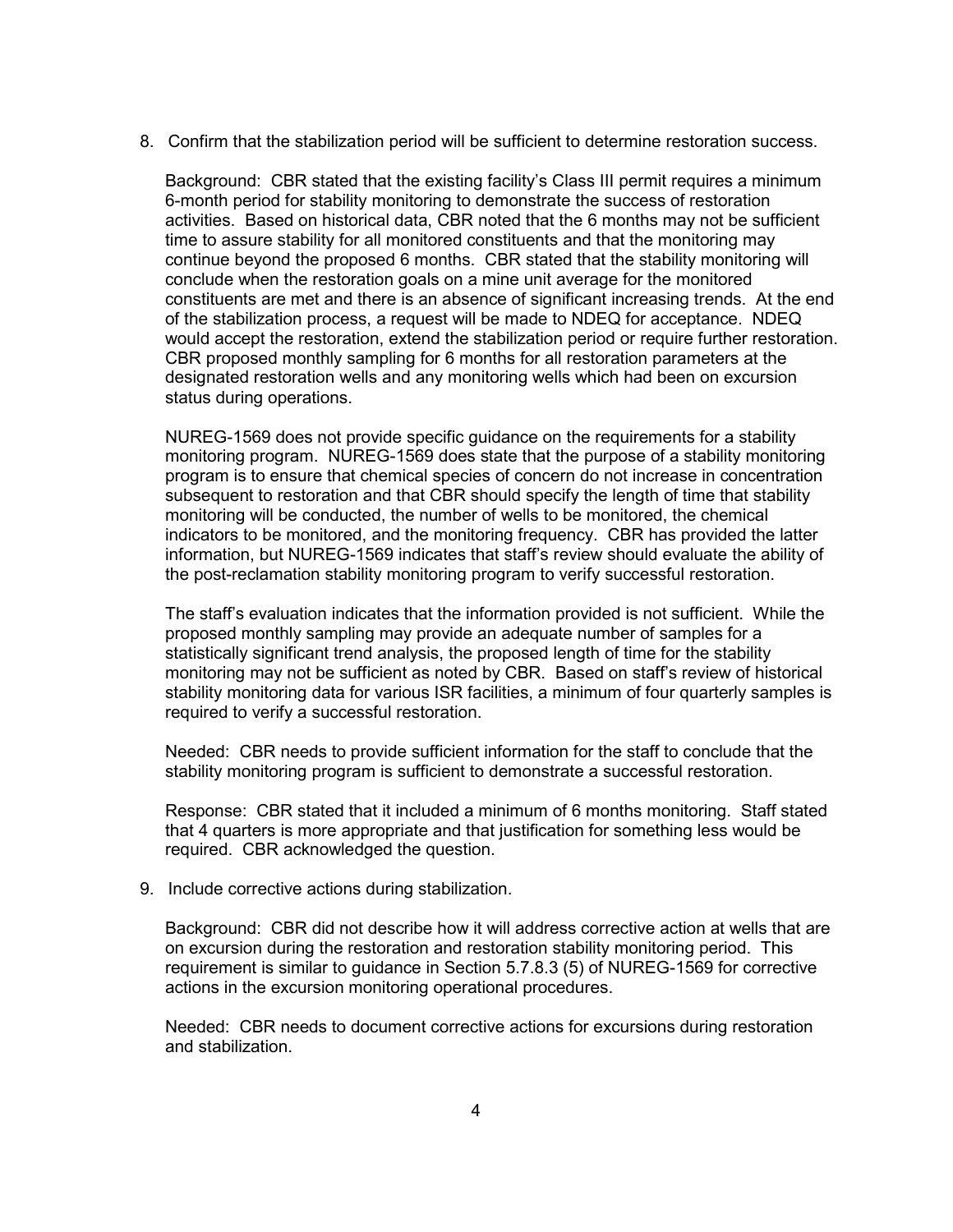8. Confirm that the stabilization period will be sufficient to determine restoration success.

   Background: CBR stated that the existing facility's Class III permit requires a minimum 6-month period for stability monitoring to demonstrate the success of restoration activities. Based on historical data, CBR noted that the 6 months may not be sufficient time to assure stability for all monitored constituents and that the monitoring may continue beyond the proposed 6 months. CBR stated that the stability monitoring will conclude when the restoration goals on a mine unit average for the monitored constituents are met and there is an absence of significant increasing trends. At the end of the stabilization process, a request will be made to NDEQ for acceptance. NDEQ would accept the restoration, extend the stabilization period or require further restoration. CBR proposed monthly sampling for 6 months for all restoration parameters at the designated restoration wells and any monitoring wells which had been on excursion status during operations.

   NUREG-1569 does not provide specific guidance on the requirements for a stability monitoring program. NUREG-1569 does state that the purpose of a stability monitoring program is to ensure that chemical species of concern do not increase in concentration subsequent to restoration and that CBR should specify the length of time that stability monitoring will be conducted, the number of wells to be monitored, the chemical indicators to be monitored, and the monitoring frequency. CBR has provided the latter information, but NUREG-1569 indicates that staff's review should evaluate the ability of the post-reclamation stability monitoring program to verify successful restoration.

   The staff's evaluation indicates that the information provided is not sufficient. While the proposed monthly sampling may provide an adequate number of samples for a statistically significant trend analysis, the proposed length of time for the stability monitoring may not be sufficient as noted by CBR. Based on staff's review of historical stability monitoring data for various ISR facilities, a minimum of four quarterly samples is required to verify a successful restoration.

   Needed: CBR needs to provide sufficient information for the staff to conclude that the stability monitoring program is sufficient to demonstrate a successful restoration.

   Response: CBR stated that it included a minimum of 6 months monitoring. Staff stated that 4 quarters is more appropriate and that justification for something less would be required. CBR acknowledged the question.

9. Include corrective actions during stabilization.

   Background: CBR did not describe how it will address corrective action at wells that are on excursion during the restoration and restoration stability monitoring period. This requirement is similar to guidance in Section 5.7.8.3 (5) of NUREG-1569 for corrective actions in the excursion monitoring operational procedures.

   Needed: CBR needs to document corrective actions for excursions during restoration and stabilization.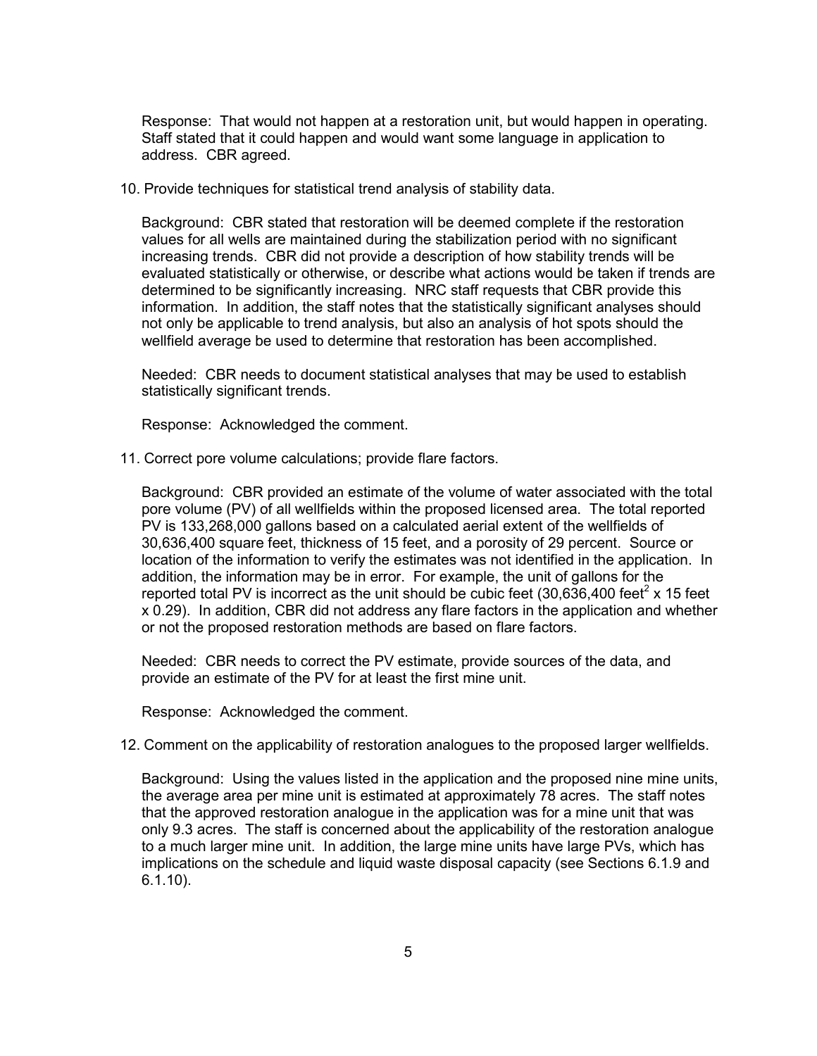Response: That would not happen at a restoration unit, but would happen in operating. Staff stated that it could happen and would want some language in application to address. CBR agreed.

10. Provide techniques for statistical trend analysis of stability data.

    Background: CBR stated that restoration will be deemed complete if the restoration values for all wells are maintained during the stabilization period with no significant increasing trends. CBR did not provide a description of how stability trends will be evaluated statistically or otherwise, or describe what actions would be taken if trends are determined to be significantly increasing. NRC staff requests that CBR provide this information. In addition, the staff notes that the statistically significant analyses should not only be applicable to trend analysis, but also an analysis of hot spots should the wellfield average be used to determine that restoration has been accomplished.

    Needed: CBR needs to document statistical analyses that may be used to establish statistically significant trends.

    Response: Acknowledged the comment.

11. Correct pore volume calculations; provide flare factors.

    Background: CBR provided an estimate of the volume of water associated with the total pore volume (PV) of all wellfields within the proposed licensed area. The total reported PV is 133,268,000 gallons based on a calculated aerial extent of the wellfields of 30,636,400 square feet, thickness of 15 feet, and a porosity of 29 percent. Source or location of the information to verify the estimates was not identified in the application. In addition, the information may be in error. For example, the unit of gallons for the reported total PV is incorrect as the unit should be cubic feet (30,636,400 feet$^2$ x 15 feet x 0.29). In addition, CBR did not address any flare factors in the application and whether or not the proposed restoration methods are based on flare factors.

    Needed: CBR needs to correct the PV estimate, provide sources of the data, and provide an estimate of the PV for at least the first mine unit.

    Response: Acknowledged the comment.

12. Comment on the applicability of restoration analogues to the proposed larger wellfields.

    Background: Using the values listed in the application and the proposed nine mine units, the average area per mine unit is estimated at approximately 78 acres. The staff notes that the approved restoration analogue in the application was for a mine unit that was only 9.3 acres. The staff is concerned about the applicability of the restoration analogue to a much larger mine unit. In addition, the large mine units have large PVs, which has implications on the schedule and liquid waste disposal capacity (see Sections 6.1.9 and 6.1.10).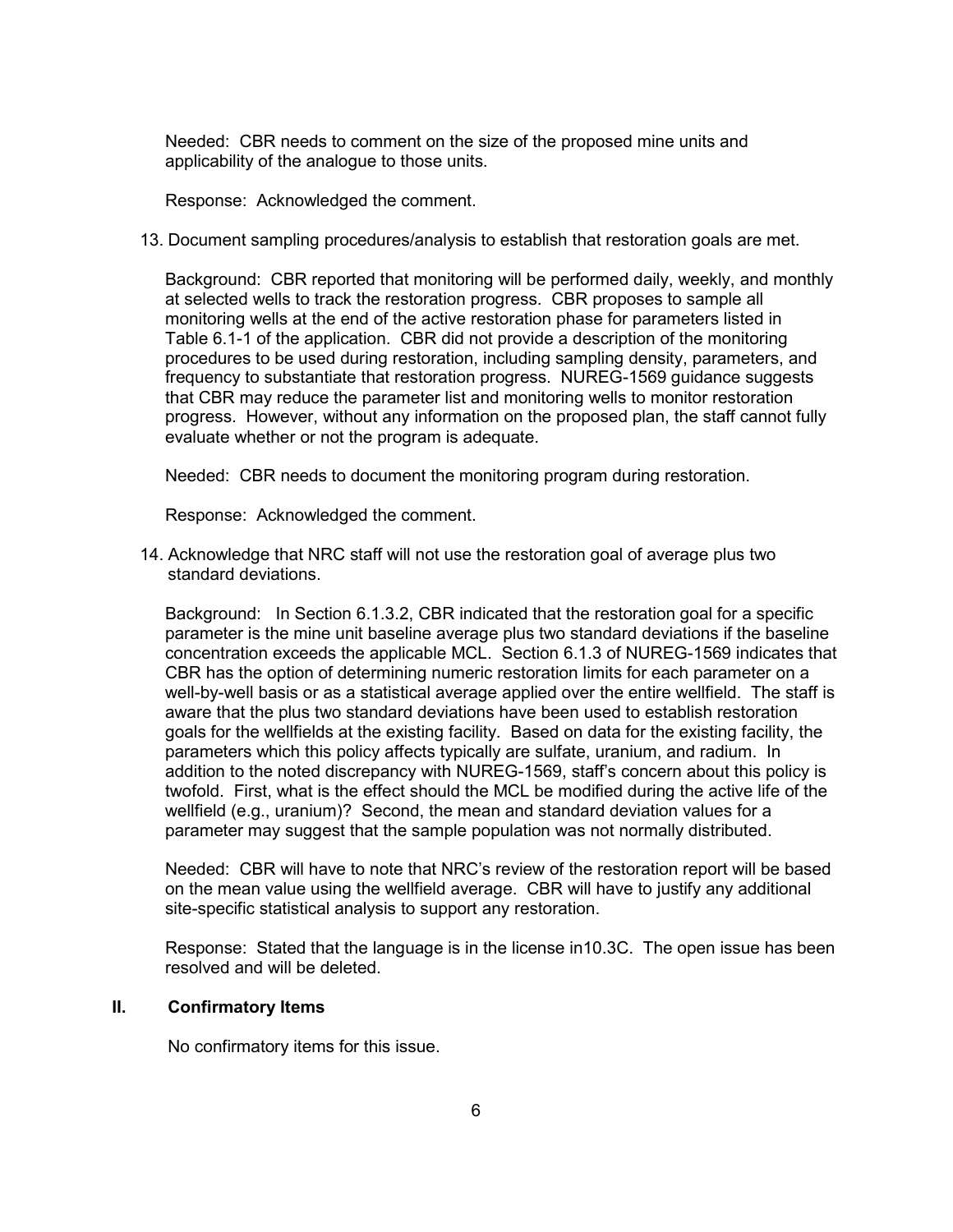Needed: CBR needs to comment on the size of the proposed mine units and applicability of the analogue to those units.

Response: Acknowledged the comment.

13. Document sampling procedures/analysis to establish that restoration goals are met.

    Background: CBR reported that monitoring will be performed daily, weekly, and monthly at selected wells to track the restoration progress. CBR proposes to sample all monitoring wells at the end of the active restoration phase for parameters listed in Table 6.1-1 of the application. CBR did not provide a description of the monitoring procedures to be used during restoration, including sampling density, parameters, and frequency to substantiate that restoration progress. NUREG-1569 guidance suggests that CBR may reduce the parameter list and monitoring wells to monitor restoration progress. However, without any information on the proposed plan, the staff cannot fully evaluate whether or not the program is adequate.

    Needed: CBR needs to document the monitoring program during restoration.

    Response: Acknowledged the comment.

14. Acknowledge that NRC staff will not use the restoration goal of average plus two standard deviations.

    Background: In Section 6.1.3.2, CBR indicated that the restoration goal for a specific parameter is the mine unit baseline average plus two standard deviations if the baseline concentration exceeds the applicable MCL. Section 6.1.3 of NUREG-1569 indicates that CBR has the option of determining numeric restoration limits for each parameter on a well-by-well basis or as a statistical average applied over the entire wellfield. The staff is aware that the plus two standard deviations have been used to establish restoration goals for the wellfields at the existing facility. Based on data for the existing facility, the parameters which this policy affects typically are sulfate, uranium, and radium. In addition to the noted discrepancy with NUREG-1569, staff's concern about this policy is twofold. First, what is the effect should the MCL be modified during the active life of the wellfield (e.g., uranium)? Second, the mean and standard deviation values for a parameter may suggest that the sample population was not normally distributed.

    Needed: CBR will have to note that NRC's review of the restoration report will be based on the mean value using the wellfield average. CBR will have to justify any additional site-specific statistical analysis to support any restoration.

    Response: Stated that the language is in the license in10.3C. The open issue has been resolved and will be deleted.

## II. Confirmatory Items

No confirmatory items for this issue.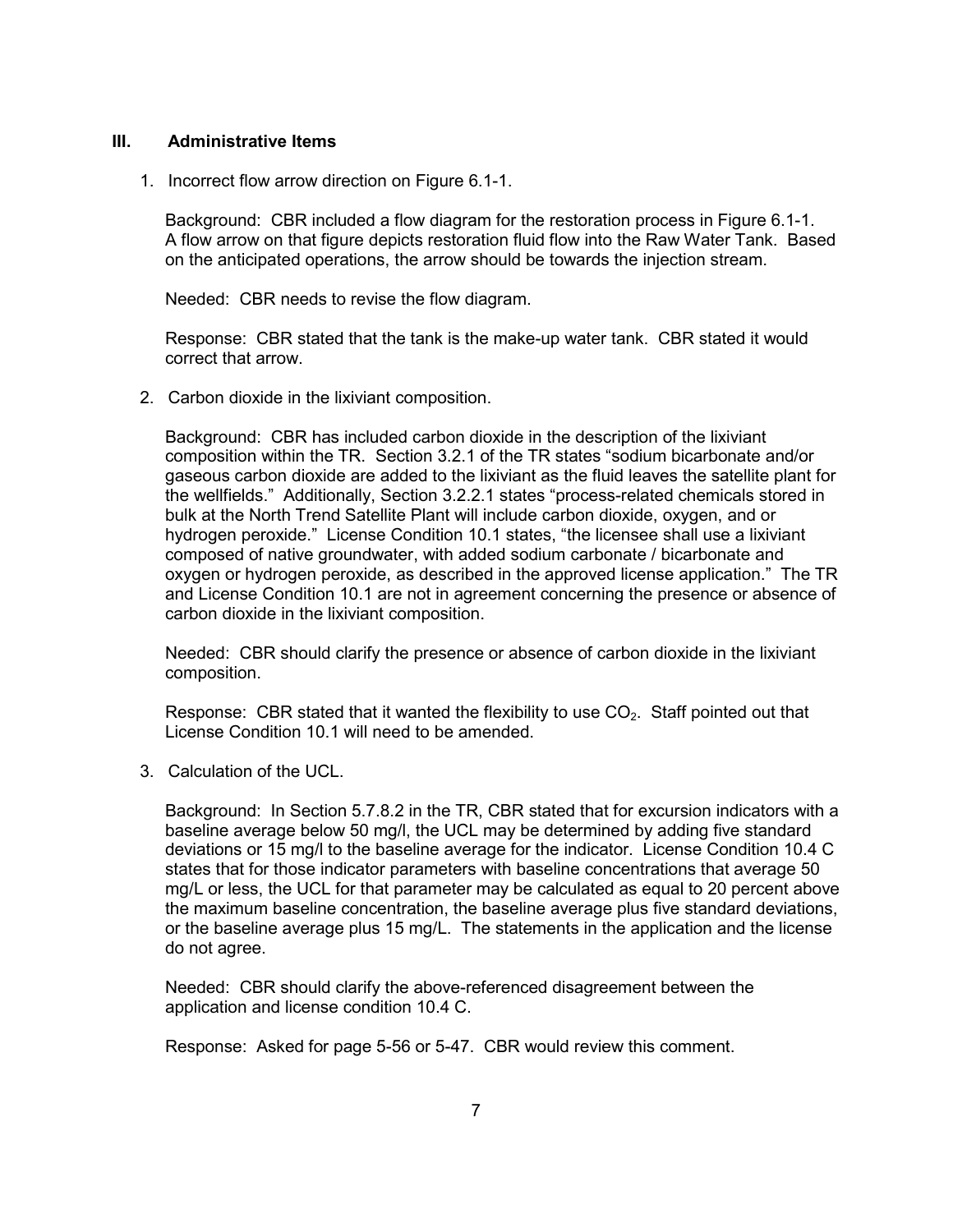## III. Administrative Items

1. Incorrect flow arrow direction on Figure 6.1-1.

   Background: CBR included a flow diagram for the restoration process in Figure 6.1-1. A flow arrow on that figure depicts restoration fluid flow into the Raw Water Tank. Based on the anticipated operations, the arrow should be towards the injection stream.

   Needed: CBR needs to revise the flow diagram.

   Response: CBR stated that the tank is the make-up water tank. CBR stated it would correct that arrow.

2. Carbon dioxide in the lixiviant composition.

   Background: CBR has included carbon dioxide in the description of the lixiviant composition within the TR. Section 3.2.1 of the TR states "sodium bicarbonate and/or gaseous carbon dioxide are added to the lixiviant as the fluid leaves the satellite plant for the wellfields." Additionally, Section 3.2.2.1 states "process-related chemicals stored in bulk at the North Trend Satellite Plant will include carbon dioxide, oxygen, and or hydrogen peroxide." License Condition 10.1 states, "the licensee shall use a lixiviant composed of native groundwater, with added sodium carbonate / bicarbonate and oxygen or hydrogen peroxide, as described in the approved license application." The TR and License Condition 10.1 are not in agreement concerning the presence or absence of carbon dioxide in the lixiviant composition.

   Needed: CBR should clarify the presence or absence of carbon dioxide in the lixiviant composition.

   Response: CBR stated that it wanted the flexibility to use $CO_2$. Staff pointed out that License Condition 10.1 will need to be amended.

3. Calculation of the UCL.

   Background: In Section 5.7.8.2 in the TR, CBR stated that for excursion indicators with a baseline average below 50 mg/l, the UCL may be determined by adding five standard deviations or 15 mg/l to the baseline average for the indicator. License Condition 10.4 C states that for those indicator parameters with baseline concentrations that average 50 mg/L or less, the UCL for that parameter may be calculated as equal to 20 percent above the maximum baseline concentration, the baseline average plus five standard deviations, or the baseline average plus 15 mg/L. The statements in the application and the license do not agree.

   Needed: CBR should clarify the above-referenced disagreement between the application and license condition 10.4 C.

   Response: Asked for page 5-56 or 5-47. CBR would review this comment.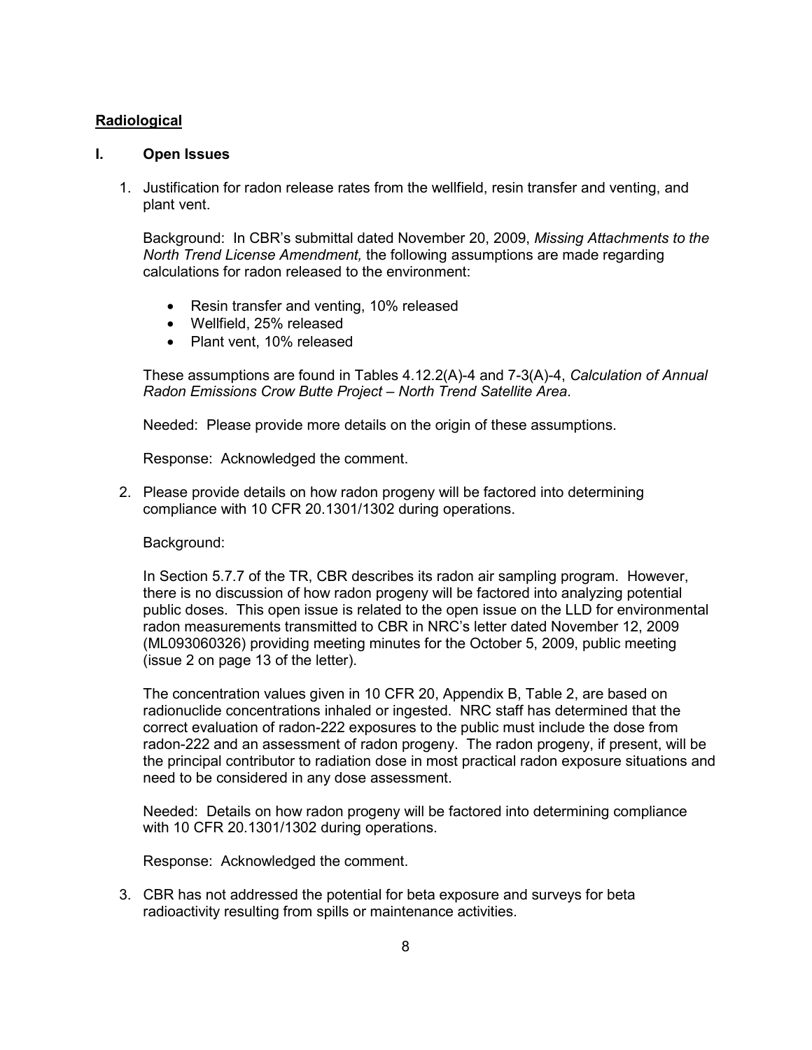**Radiological**

## I. Open Issues

1. Justification for radon release rates from the wellfield, resin transfer and venting, and plant vent.

   Background: In CBR's submittal dated November 20, 2009, *Missing Attachments to the North Trend License Amendment,* the following assumptions are made regarding calculations for radon released to the environment:

   - Resin transfer and venting, 10% released
   - Wellfield, 25% released
   - Plant vent, 10% released

   These assumptions are found in Tables 4.12.2(A)-4 and 7-3(A)-4, *Calculation of Annual Radon Emissions Crow Butte Project – North Trend Satellite Area*.

   Needed: Please provide more details on the origin of these assumptions.

   Response: Acknowledged the comment.

2. Please provide details on how radon progeny will be factored into determining compliance with 10 CFR 20.1301/1302 during operations.

   Background:

   In Section 5.7.7 of the TR, CBR describes its radon air sampling program. However, there is no discussion of how radon progeny will be factored into analyzing potential public doses. This open issue is related to the open issue on the LLD for environmental radon measurements transmitted to CBR in NRC's letter dated November 12, 2009 (ML093060326) providing meeting minutes for the October 5, 2009, public meeting (issue 2 on page 13 of the letter).

   The concentration values given in 10 CFR 20, Appendix B, Table 2, are based on radionuclide concentrations inhaled or ingested. NRC staff has determined that the correct evaluation of radon-222 exposures to the public must include the dose from radon-222 and an assessment of radon progeny. The radon progeny, if present, will be the principal contributor to radiation dose in most practical radon exposure situations and need to be considered in any dose assessment.

   Needed: Details on how radon progeny will be factored into determining compliance with 10 CFR 20.1301/1302 during operations.

   Response: Acknowledged the comment.

3. CBR has not addressed the potential for beta exposure and surveys for beta radioactivity resulting from spills or maintenance activities.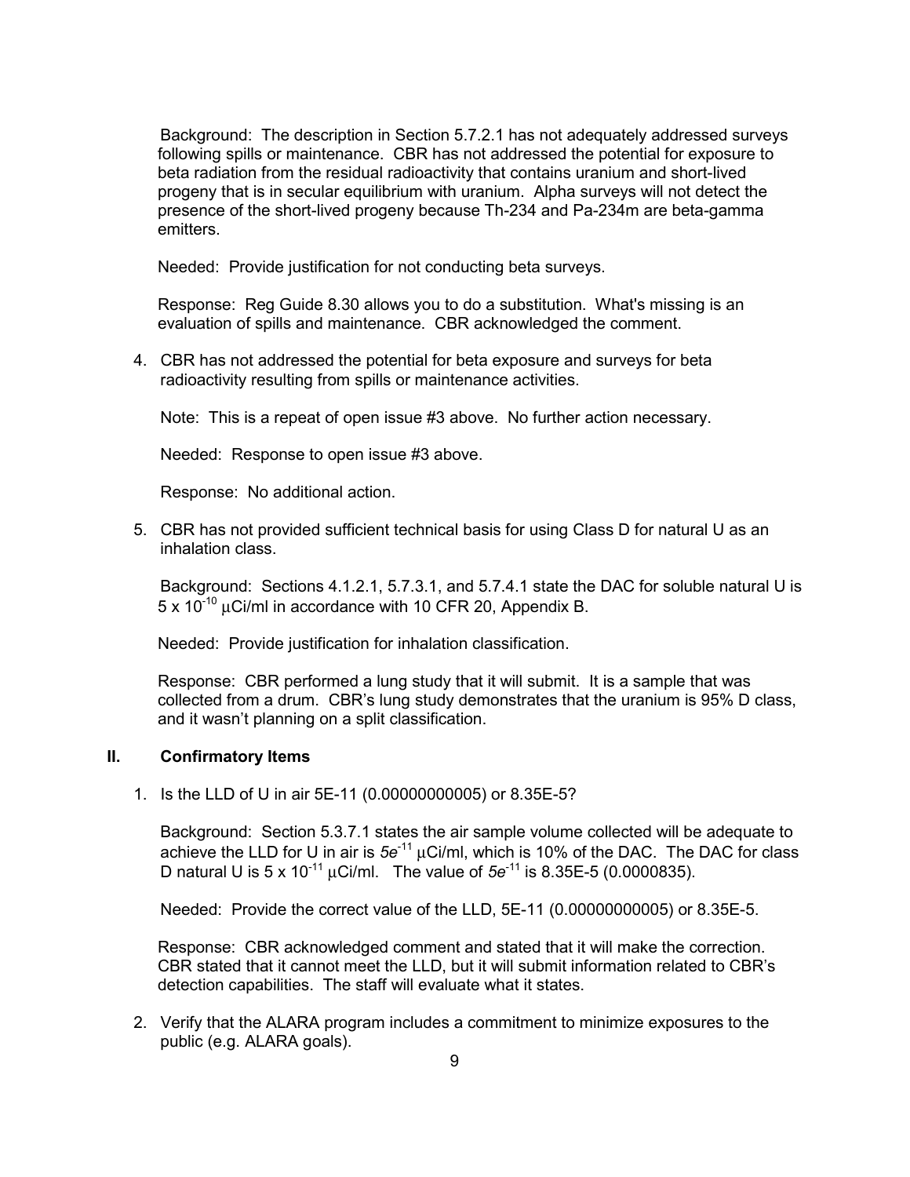Background: The description in Section 5.7.2.1 has not adequately addressed surveys following spills or maintenance. CBR has not addressed the potential for exposure to beta radiation from the residual radioactivity that contains uranium and short-lived progeny that is in secular equilibrium with uranium. Alpha surveys will not detect the presence of the short-lived progeny because Th-234 and Pa-234m are beta-gamma emitters.

Needed: Provide justification for not conducting beta surveys.

Response: Reg Guide 8.30 allows you to do a substitution. What's missing is an evaluation of spills and maintenance. CBR acknowledged the comment.

4. CBR has not addressed the potential for beta exposure and surveys for beta radioactivity resulting from spills or maintenance activities.

   Note: This is a repeat of open issue #3 above. No further action necessary.

   Needed: Response to open issue #3 above.

   Response: No additional action.

5. CBR has not provided sufficient technical basis for using Class D for natural U as an inhalation class.

   Background: Sections 4.1.2.1, 5.7.3.1, and 5.7.4.1 state the DAC for soluble natural U is $5 \times 10^{-10}$ μCi/ml in accordance with 10 CFR 20, Appendix B.

   Needed: Provide justification for inhalation classification.

   Response: CBR performed a lung study that it will submit. It is a sample that was collected from a drum. CBR's lung study demonstrates that the uranium is 95% D class, and it wasn't planning on a split classification.

## II. Confirmatory Items

1. Is the LLD of U in air 5E-11 (0.00000000005) or 8.35E-5?

   Background: Section 5.3.7.1 states the air sample volume collected will be adequate to achieve the LLD for U in air is $5e^{-11}$ μCi/ml, which is 10% of the DAC. The DAC for class D natural U is $5 \times 10^{-11}$ μCi/ml. The value of $5e^{-11}$ is 8.35E-5 (0.0000835).

   Needed: Provide the correct value of the LLD, 5E-11 (0.00000000005) or 8.35E-5.

   Response: CBR acknowledged comment and stated that it will make the correction. CBR stated that it cannot meet the LLD, but it will submit information related to CBR's detection capabilities. The staff will evaluate what it states.

2. Verify that the ALARA program includes a commitment to minimize exposures to the public (e.g. ALARA goals).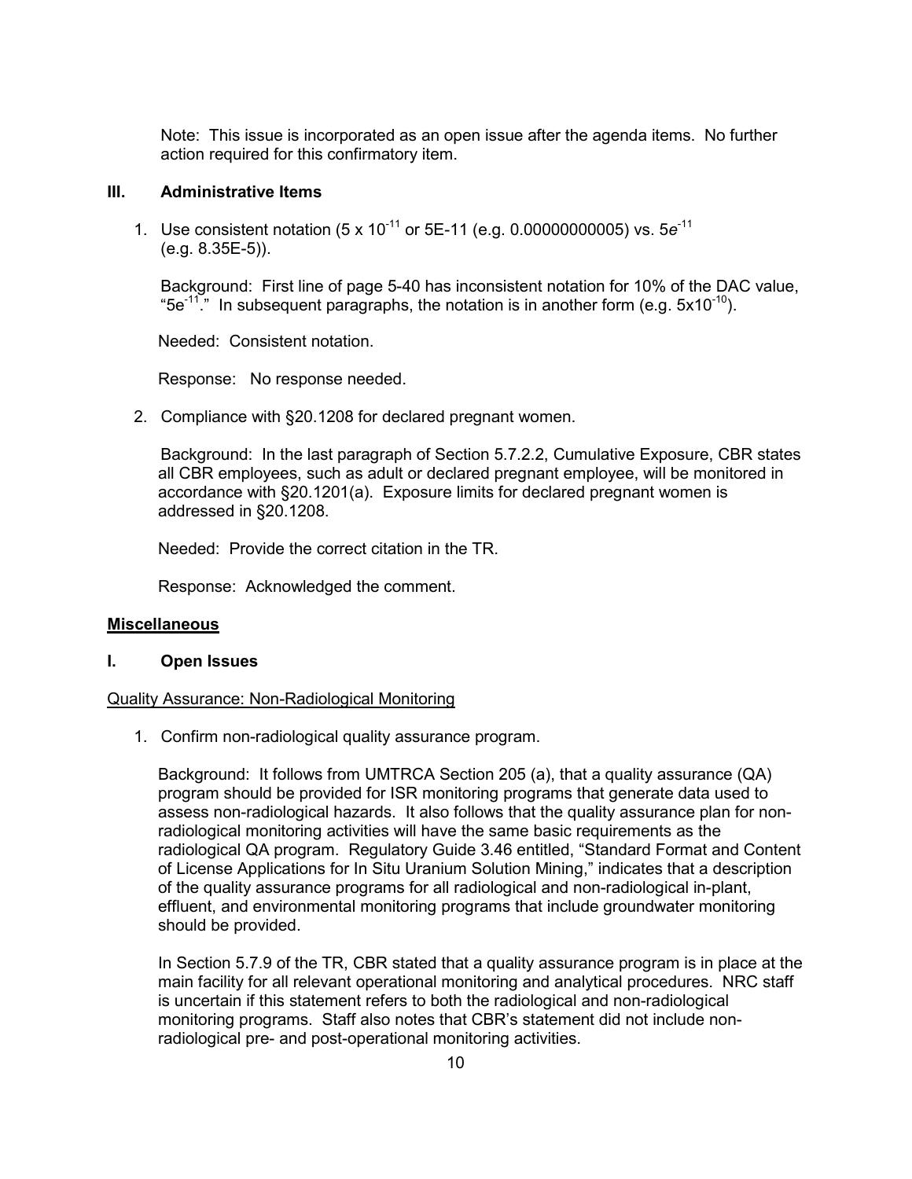Note: This issue is incorporated as an open issue after the agenda items. No further action required for this confirmatory item.

### III. Administrative Items

1. Use consistent notation ($5 \times 10^{-11}$ or 5E-11 (e.g. 0.00000000005) vs. $5e^{-11}$ (e.g. 8.35E-5)).

   Background: First line of page 5-40 has inconsistent notation for 10% of the DAC value, "$5e^{-11}$." In subsequent paragraphs, the notation is in another form (e.g. $5 \times 10^{-10}$).

   Needed: Consistent notation.

   Response: No response needed.

2. Compliance with §20.1208 for declared pregnant women.

   Background: In the last paragraph of Section 5.7.2.2, Cumulative Exposure, CBR states all CBR employees, such as adult or declared pregnant employee, will be monitored in accordance with §20.1201(a). Exposure limits for declared pregnant women is addressed in §20.1208.

   Needed: Provide the correct citation in the TR.

   Response: Acknowledged the comment.

## Miscellaneous

### I. Open Issues

Quality Assurance: Non-Radiological Monitoring

1. Confirm non-radiological quality assurance program.

   Background: It follows from UMTRCA Section 205 (a), that a quality assurance (QA) program should be provided for ISR monitoring programs that generate data used to assess non-radiological hazards. It also follows that the quality assurance plan for non-radiological monitoring activities will have the same basic requirements as the radiological QA program. Regulatory Guide 3.46 entitled, "Standard Format and Content of License Applications for In Situ Uranium Solution Mining," indicates that a description of the quality assurance programs for all radiological and non-radiological in-plant, effluent, and environmental monitoring programs that include groundwater monitoring should be provided.

   In Section 5.7.9 of the TR, CBR stated that a quality assurance program is in place at the main facility for all relevant operational monitoring and analytical procedures. NRC staff is uncertain if this statement refers to both the radiological and non-radiological monitoring programs. Staff also notes that CBR's statement did not include non-radiological pre- and post-operational monitoring activities.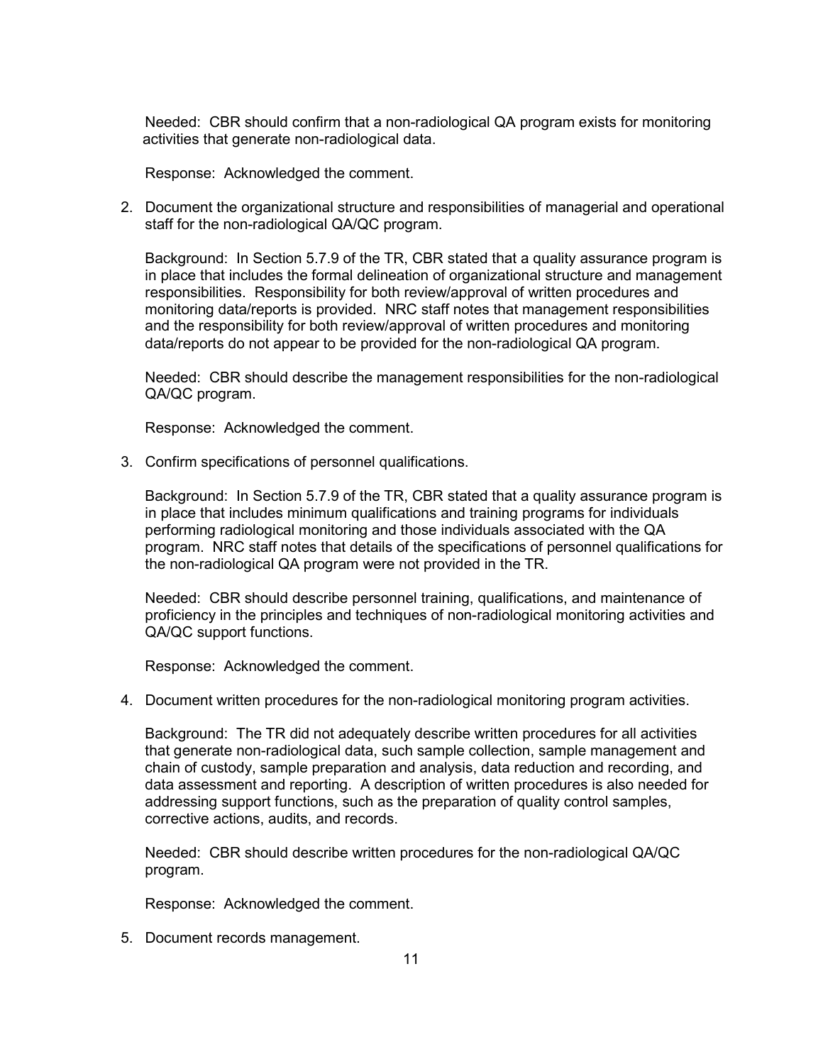Needed: CBR should confirm that a non-radiological QA program exists for monitoring activities that generate non-radiological data.

Response: Acknowledged the comment.

2. Document the organizational structure and responsibilities of managerial and operational staff for the non-radiological QA/QC program.

   Background: In Section 5.7.9 of the TR, CBR stated that a quality assurance program is in place that includes the formal delineation of organizational structure and management responsibilities. Responsibility for both review/approval of written procedures and monitoring data/reports is provided. NRC staff notes that management responsibilities and the responsibility for both review/approval of written procedures and monitoring data/reports do not appear to be provided for the non-radiological QA program.

   Needed: CBR should describe the management responsibilities for the non-radiological QA/QC program.

   Response: Acknowledged the comment.

3. Confirm specifications of personnel qualifications.

   Background: In Section 5.7.9 of the TR, CBR stated that a quality assurance program is in place that includes minimum qualifications and training programs for individuals performing radiological monitoring and those individuals associated with the QA program. NRC staff notes that details of the specifications of personnel qualifications for the non-radiological QA program were not provided in the TR.

   Needed: CBR should describe personnel training, qualifications, and maintenance of proficiency in the principles and techniques of non-radiological monitoring activities and QA/QC support functions.

   Response: Acknowledged the comment.

4. Document written procedures for the non-radiological monitoring program activities.

   Background: The TR did not adequately describe written procedures for all activities that generate non-radiological data, such sample collection, sample management and chain of custody, sample preparation and analysis, data reduction and recording, and data assessment and reporting. A description of written procedures is also needed for addressing support functions, such as the preparation of quality control samples, corrective actions, audits, and records.

   Needed: CBR should describe written procedures for the non-radiological QA/QC program.

   Response: Acknowledged the comment.

5. Document records management.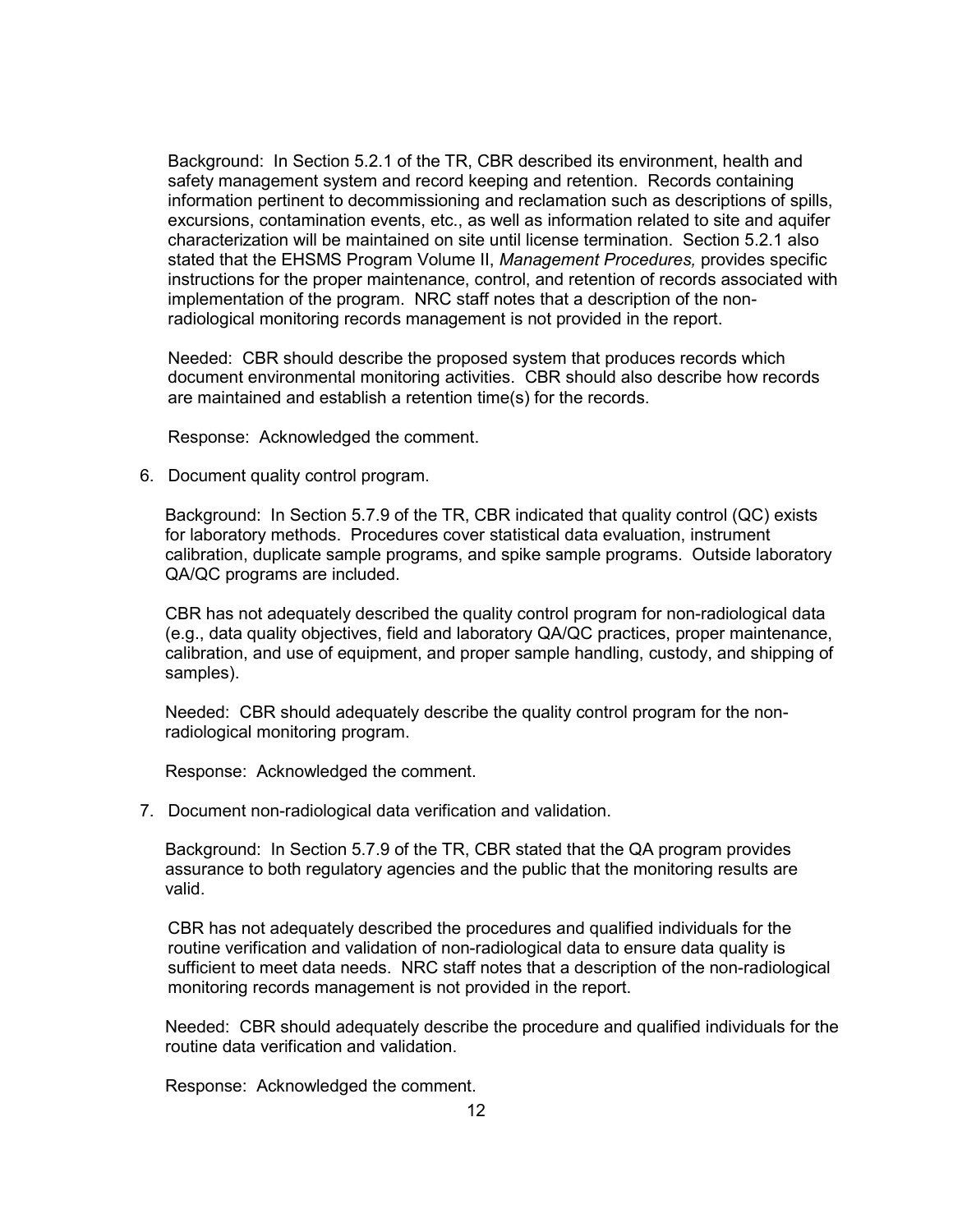Background: In Section 5.2.1 of the TR, CBR described its environment, health and safety management system and record keeping and retention. Records containing information pertinent to decommissioning and reclamation such as descriptions of spills, excursions, contamination events, etc., as well as information related to site and aquifer characterization will be maintained on site until license termination. Section 5.2.1 also stated that the EHSMS Program Volume II, *Management Procedures,* provides specific instructions for the proper maintenance, control, and retention of records associated with implementation of the program. NRC staff notes that a description of the non-radiological monitoring records management is not provided in the report.

Needed: CBR should describe the proposed system that produces records which document environmental monitoring activities. CBR should also describe how records are maintained and establish a retention time(s) for the records.

Response: Acknowledged the comment.

6. Document quality control program.

   Background: In Section 5.7.9 of the TR, CBR indicated that quality control (QC) exists for laboratory methods. Procedures cover statistical data evaluation, instrument calibration, duplicate sample programs, and spike sample programs. Outside laboratory QA/QC programs are included.

   CBR has not adequately described the quality control program for non-radiological data (e.g., data quality objectives, field and laboratory QA/QC practices, proper maintenance, calibration, and use of equipment, and proper sample handling, custody, and shipping of samples).

   Needed: CBR should adequately describe the quality control program for the non-radiological monitoring program.

   Response: Acknowledged the comment.

7. Document non-radiological data verification and validation.

   Background: In Section 5.7.9 of the TR, CBR stated that the QA program provides assurance to both regulatory agencies and the public that the monitoring results are valid.

   CBR has not adequately described the procedures and qualified individuals for the routine verification and validation of non-radiological data to ensure data quality is sufficient to meet data needs. NRC staff notes that a description of the non-radiological monitoring records management is not provided in the report.

   Needed: CBR should adequately describe the procedure and qualified individuals for the routine data verification and validation.

   Response: Acknowledged the comment.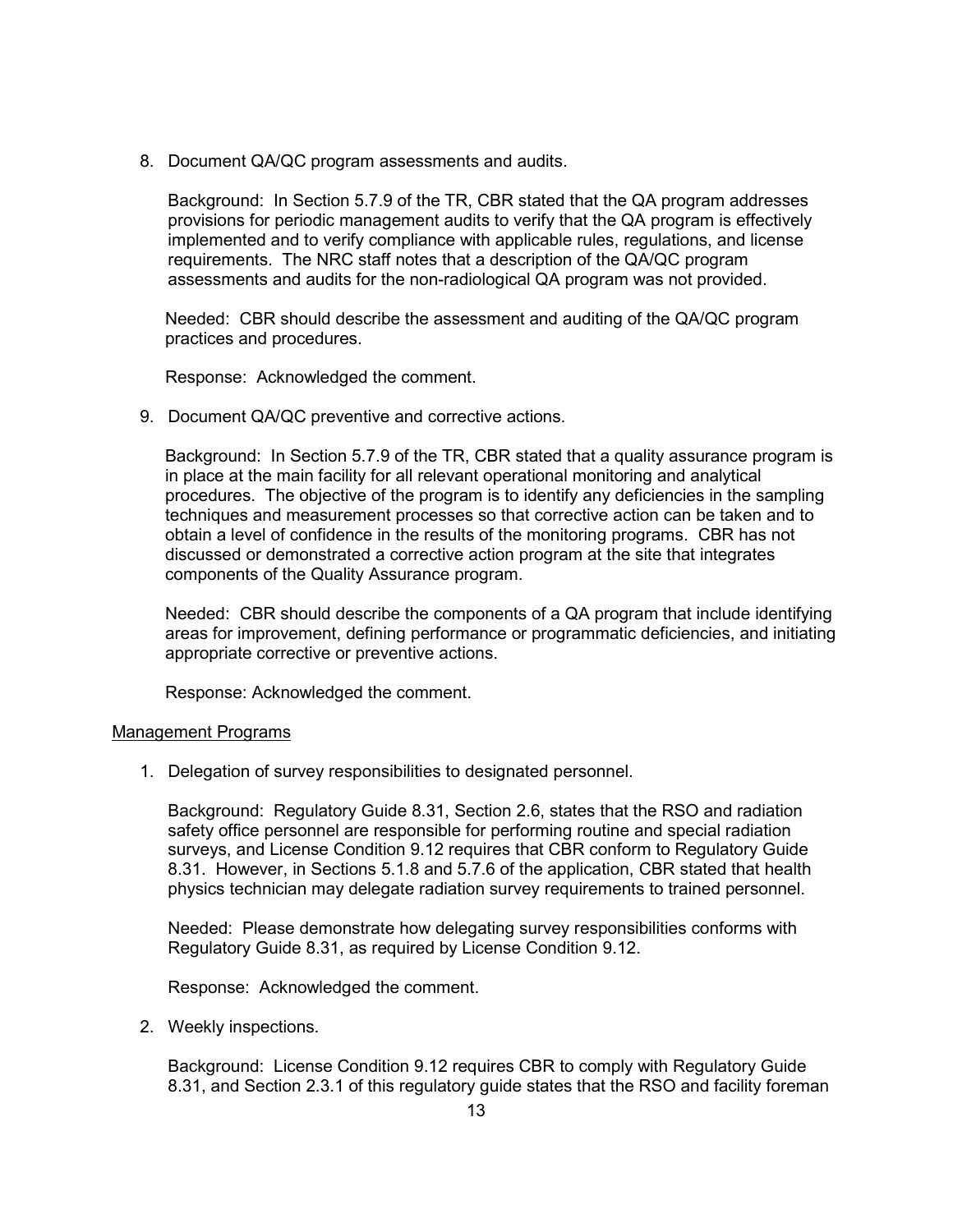8. Document QA/QC program assessments and audits.

   Background: In Section 5.7.9 of the TR, CBR stated that the QA program addresses provisions for periodic management audits to verify that the QA program is effectively implemented and to verify compliance with applicable rules, regulations, and license requirements. The NRC staff notes that a description of the QA/QC program assessments and audits for the non-radiological QA program was not provided.

   Needed: CBR should describe the assessment and auditing of the QA/QC program practices and procedures.

   Response: Acknowledged the comment.

9. Document QA/QC preventive and corrective actions.

   Background: In Section 5.7.9 of the TR, CBR stated that a quality assurance program is in place at the main facility for all relevant operational monitoring and analytical procedures. The objective of the program is to identify any deficiencies in the sampling techniques and measurement processes so that corrective action can be taken and to obtain a level of confidence in the results of the monitoring programs. CBR has not discussed or demonstrated a corrective action program at the site that integrates components of the Quality Assurance program.

   Needed: CBR should describe the components of a QA program that include identifying areas for improvement, defining performance or programmatic deficiencies, and initiating appropriate corrective or preventive actions.

   Response: Acknowledged the comment.

<u>Management Programs</u>

1. Delegation of survey responsibilities to designated personnel.

   Background: Regulatory Guide 8.31, Section 2.6, states that the RSO and radiation safety office personnel are responsible for performing routine and special radiation surveys, and License Condition 9.12 requires that CBR conform to Regulatory Guide 8.31. However, in Sections 5.1.8 and 5.7.6 of the application, CBR stated that health physics technician may delegate radiation survey requirements to trained personnel.

   Needed: Please demonstrate how delegating survey responsibilities conforms with Regulatory Guide 8.31, as required by License Condition 9.12.

   Response: Acknowledged the comment.

2. Weekly inspections.

   Background: License Condition 9.12 requires CBR to comply with Regulatory Guide 8.31, and Section 2.3.1 of this regulatory guide states that the RSO and facility foreman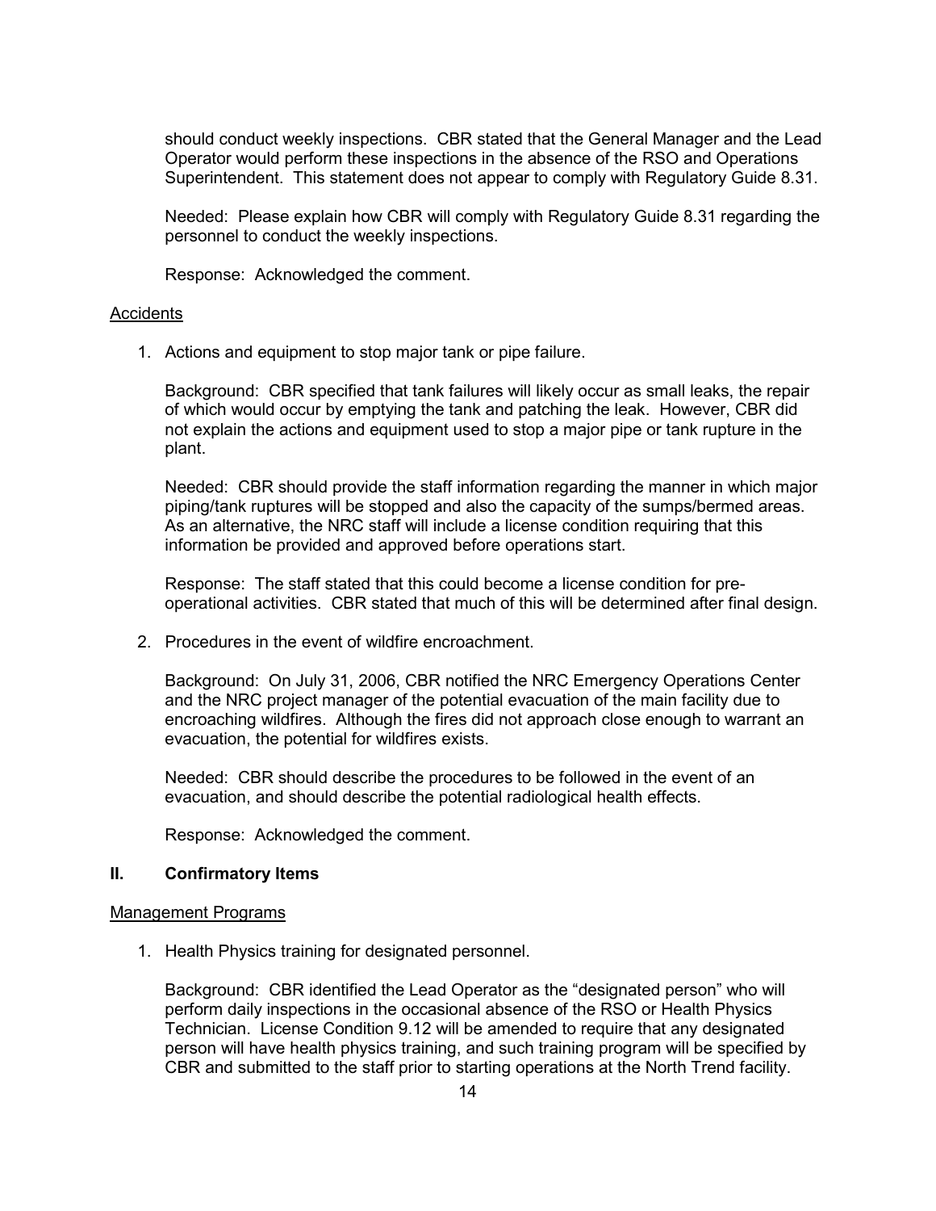should conduct weekly inspections. CBR stated that the General Manager and the Lead Operator would perform these inspections in the absence of the RSO and Operations Superintendent. This statement does not appear to comply with Regulatory Guide 8.31.

Needed: Please explain how CBR will comply with Regulatory Guide 8.31 regarding the personnel to conduct the weekly inspections.

Response: Acknowledged the comment.

Accidents

1. Actions and equipment to stop major tank or pipe failure.

   Background: CBR specified that tank failures will likely occur as small leaks, the repair of which would occur by emptying the tank and patching the leak. However, CBR did not explain the actions and equipment used to stop a major pipe or tank rupture in the plant.

   Needed: CBR should provide the staff information regarding the manner in which major piping/tank ruptures will be stopped and also the capacity of the sumps/bermed areas. As an alternative, the NRC staff will include a license condition requiring that this information be provided and approved before operations start.

   Response: The staff stated that this could become a license condition for pre-operational activities. CBR stated that much of this will be determined after final design.

2. Procedures in the event of wildfire encroachment.

   Background: On July 31, 2006, CBR notified the NRC Emergency Operations Center and the NRC project manager of the potential evacuation of the main facility due to encroaching wildfires. Although the fires did not approach close enough to warrant an evacuation, the potential for wildfires exists.

   Needed: CBR should describe the procedures to be followed in the event of an evacuation, and should describe the potential radiological health effects.

   Response: Acknowledged the comment.

## II. Confirmatory Items

Management Programs

1. Health Physics training for designated personnel.

   Background: CBR identified the Lead Operator as the "designated person" who will perform daily inspections in the occasional absence of the RSO or Health Physics Technician. License Condition 9.12 will be amended to require that any designated person will have health physics training, and such training program will be specified by CBR and submitted to the staff prior to starting operations at the North Trend facility.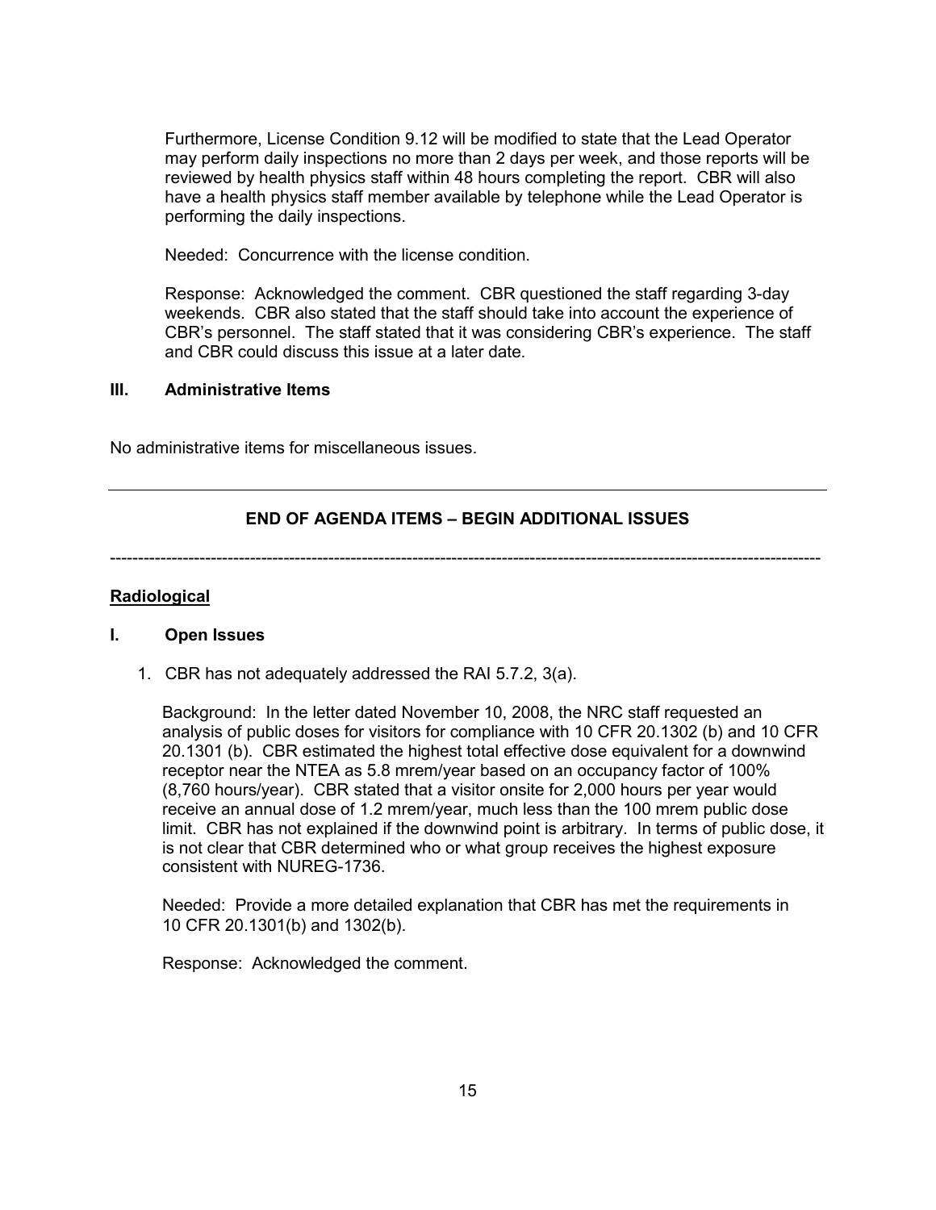Furthermore, License Condition 9.12 will be modified to state that the Lead Operator may perform daily inspections no more than 2 days per week, and those reports will be reviewed by health physics staff within 48 hours completing the report. CBR will also have a health physics staff member available by telephone while the Lead Operator is performing the daily inspections.

Needed: Concurrence with the license condition.

Response: Acknowledged the comment. CBR questioned the staff regarding 3-day weekends. CBR also stated that the staff should take into account the experience of CBR's personnel. The staff stated that it was considering CBR's experience. The staff and CBR could discuss this issue at a later date.

### III. Administrative Items

No administrative items for miscellaneous issues.

---

## END OF AGENDA ITEMS – BEGIN ADDITIONAL ISSUES

---

**Radiological**

### I. Open Issues

1. CBR has not adequately addressed the RAI 5.7.2, 3(a).

   Background: In the letter dated November 10, 2008, the NRC staff requested an analysis of public doses for visitors for compliance with 10 CFR 20.1302 (b) and 10 CFR 20.1301 (b). CBR estimated the highest total effective dose equivalent for a downwind receptor near the NTEA as 5.8 mrem/year based on an occupancy factor of 100% (8,760 hours/year). CBR stated that a visitor onsite for 2,000 hours per year would receive an annual dose of 1.2 mrem/year, much less than the 100 mrem public dose limit. CBR has not explained if the downwind point is arbitrary. In terms of public dose, it is not clear that CBR determined who or what group receives the highest exposure consistent with NUREG-1736.

   Needed: Provide a more detailed explanation that CBR has met the requirements in 10 CFR 20.1301(b) and 1302(b).

   Response: Acknowledged the comment.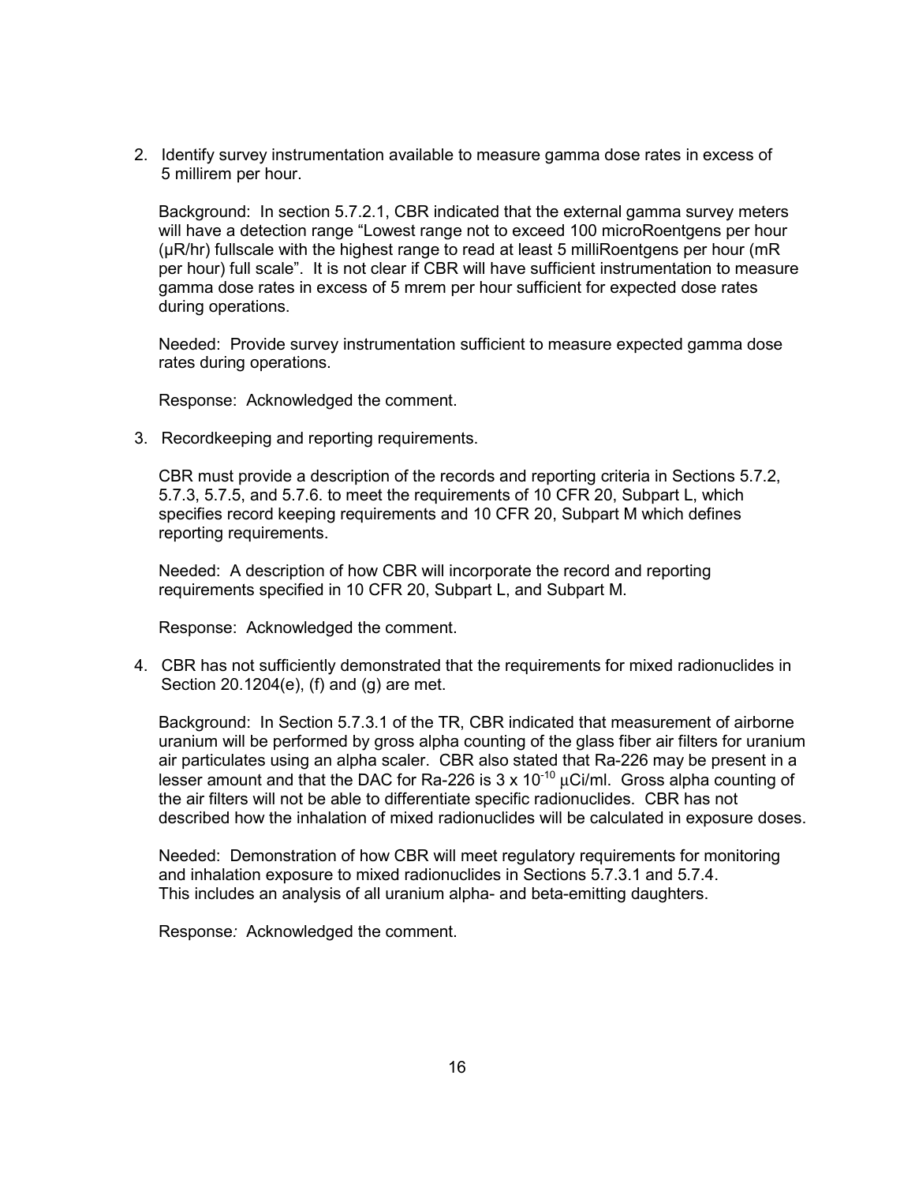2. Identify survey instrumentation available to measure gamma dose rates in excess of 5 millirem per hour.

   Background: In section 5.7.2.1, CBR indicated that the external gamma survey meters will have a detection range "Lowest range not to exceed 100 microRoentgens per hour (μR/hr) fullscale with the highest range to read at least 5 milliRoentgens per hour (mR per hour) full scale". It is not clear if CBR will have sufficient instrumentation to measure gamma dose rates in excess of 5 mrem per hour sufficient for expected dose rates during operations.

   Needed: Provide survey instrumentation sufficient to measure expected gamma dose rates during operations.

   Response: Acknowledged the comment.

3. Recordkeeping and reporting requirements.

   CBR must provide a description of the records and reporting criteria in Sections 5.7.2, 5.7.3, 5.7.5, and 5.7.6. to meet the requirements of 10 CFR 20, Subpart L, which specifies record keeping requirements and 10 CFR 20, Subpart M which defines reporting requirements.

   Needed: A description of how CBR will incorporate the record and reporting requirements specified in 10 CFR 20, Subpart L, and Subpart M.

   Response: Acknowledged the comment.

4. CBR has not sufficiently demonstrated that the requirements for mixed radionuclides in Section 20.1204(e), (f) and (g) are met.

   Background: In Section 5.7.3.1 of the TR, CBR indicated that measurement of airborne uranium will be performed by gross alpha counting of the glass fiber air filters for uranium air particulates using an alpha scaler. CBR also stated that Ra-226 may be present in a lesser amount and that the DAC for Ra-226 is $3 \times 10^{-10}$ μCi/ml. Gross alpha counting of the air filters will not be able to differentiate specific radionuclides. CBR has not described how the inhalation of mixed radionuclides will be calculated in exposure doses.

   Needed: Demonstration of how CBR will meet regulatory requirements for monitoring and inhalation exposure to mixed radionuclides in Sections 5.7.3.1 and 5.7.4. This includes an analysis of all uranium alpha- and beta-emitting daughters.

   Response*:* Acknowledged the comment.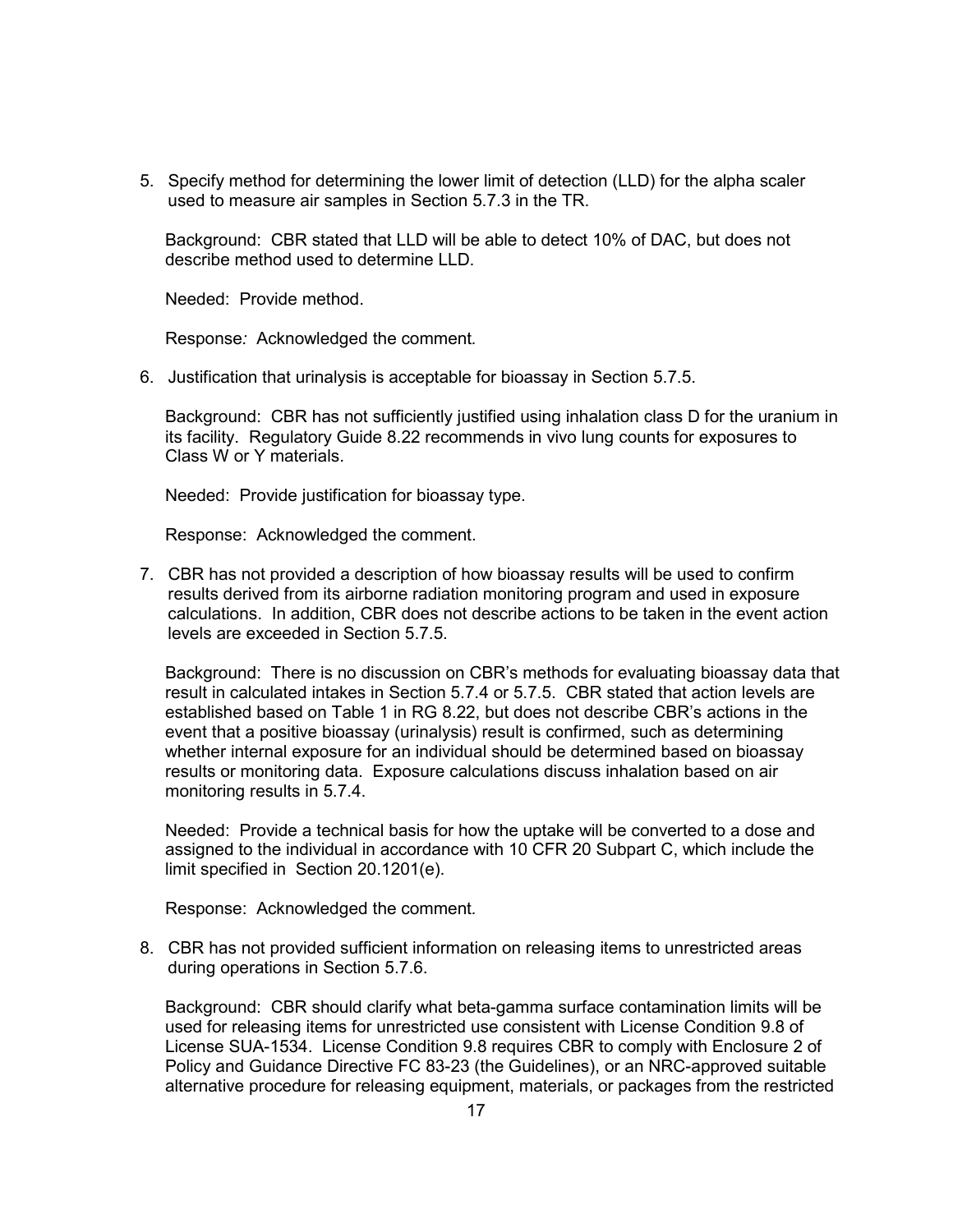5. Specify method for determining the lower limit of detection (LLD) for the alpha scaler used to measure air samples in Section 5.7.3 in the TR.

   Background: CBR stated that LLD will be able to detect 10% of DAC, but does not describe method used to determine LLD.

   Needed: Provide method.

   Response*:* Acknowledged the comment*.*

6. Justification that urinalysis is acceptable for bioassay in Section 5.7.5.

   Background: CBR has not sufficiently justified using inhalation class D for the uranium in its facility. Regulatory Guide 8.22 recommends in vivo lung counts for exposures to Class W or Y materials.

   Needed: Provide justification for bioassay type.

   Response: Acknowledged the comment.

7. CBR has not provided a description of how bioassay results will be used to confirm results derived from its airborne radiation monitoring program and used in exposure calculations. In addition, CBR does not describe actions to be taken in the event action levels are exceeded in Section 5.7.5.

   Background: There is no discussion on CBR's methods for evaluating bioassay data that result in calculated intakes in Section 5.7.4 or 5.7.5. CBR stated that action levels are established based on Table 1 in RG 8.22, but does not describe CBR's actions in the event that a positive bioassay (urinalysis) result is confirmed, such as determining whether internal exposure for an individual should be determined based on bioassay results or monitoring data. Exposure calculations discuss inhalation based on air monitoring results in 5.7.4.

   Needed: Provide a technical basis for how the uptake will be converted to a dose and assigned to the individual in accordance with 10 CFR 20 Subpart C, which include the limit specified in Section 20.1201(e).

   Response: Acknowledged the comment*.*

8. CBR has not provided sufficient information on releasing items to unrestricted areas during operations in Section 5.7.6.

   Background: CBR should clarify what beta-gamma surface contamination limits will be used for releasing items for unrestricted use consistent with License Condition 9.8 of License SUA-1534. License Condition 9.8 requires CBR to comply with Enclosure 2 of Policy and Guidance Directive FC 83-23 (the Guidelines), or an NRC-approved suitable alternative procedure for releasing equipment, materials, or packages from the restricted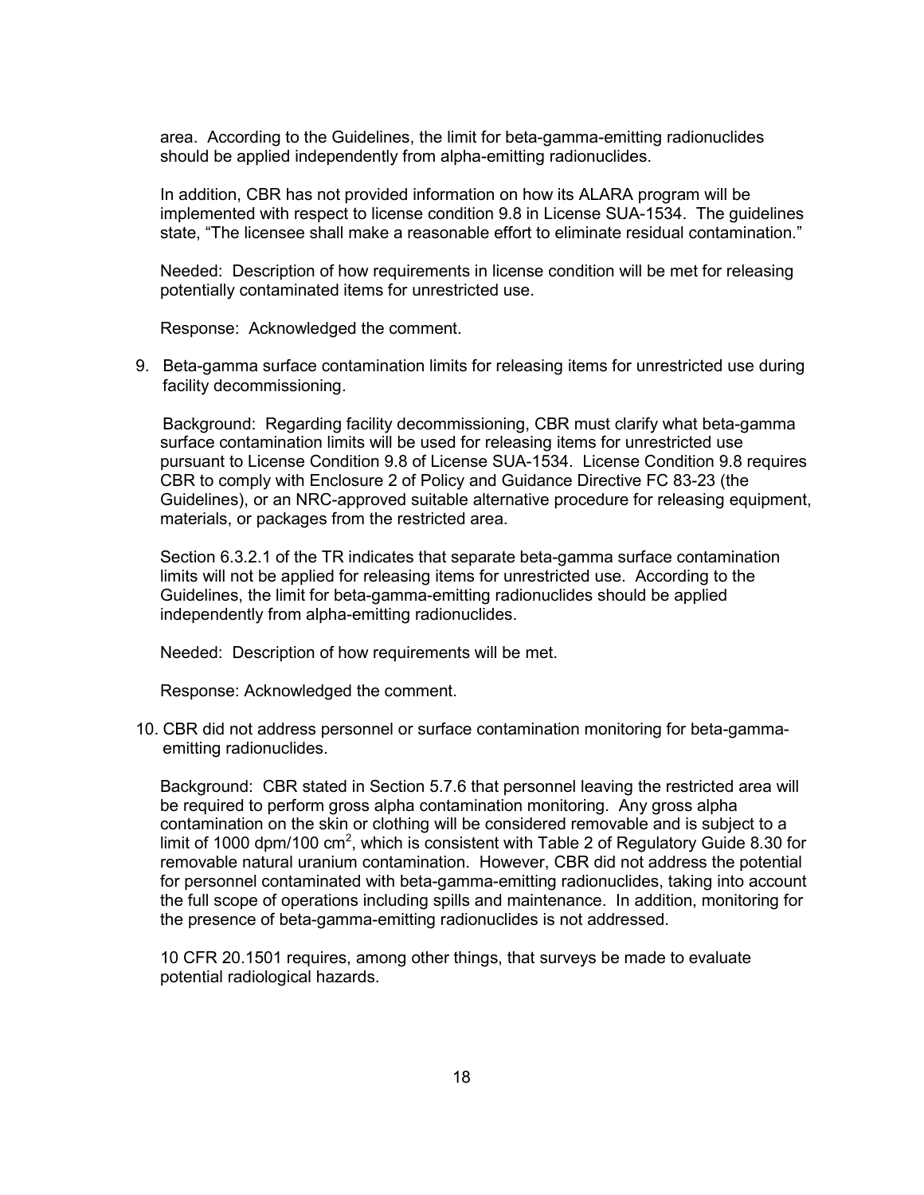area. According to the Guidelines, the limit for beta-gamma-emitting radionuclides should be applied independently from alpha-emitting radionuclides.

In addition, CBR has not provided information on how its ALARA program will be implemented with respect to license condition 9.8 in License SUA-1534. The guidelines state, "The licensee shall make a reasonable effort to eliminate residual contamination."

Needed: Description of how requirements in license condition will be met for releasing potentially contaminated items for unrestricted use.

Response: Acknowledged the comment.

9. Beta-gamma surface contamination limits for releasing items for unrestricted use during facility decommissioning.

   Background: Regarding facility decommissioning, CBR must clarify what beta-gamma surface contamination limits will be used for releasing items for unrestricted use pursuant to License Condition 9.8 of License SUA-1534. License Condition 9.8 requires CBR to comply with Enclosure 2 of Policy and Guidance Directive FC 83-23 (the Guidelines), or an NRC-approved suitable alternative procedure for releasing equipment, materials, or packages from the restricted area.

   Section 6.3.2.1 of the TR indicates that separate beta-gamma surface contamination limits will not be applied for releasing items for unrestricted use. According to the Guidelines, the limit for beta-gamma-emitting radionuclides should be applied independently from alpha-emitting radionuclides.

   Needed: Description of how requirements will be met.

   Response: Acknowledged the comment.

10. CBR did not address personnel or surface contamination monitoring for beta-gamma-emitting radionuclides.

    Background: CBR stated in Section 5.7.6 that personnel leaving the restricted area will be required to perform gross alpha contamination monitoring. Any gross alpha contamination on the skin or clothing will be considered removable and is subject to a limit of 1000 dpm/100 $cm^2$, which is consistent with Table 2 of Regulatory Guide 8.30 for removable natural uranium contamination. However, CBR did not address the potential for personnel contaminated with beta-gamma-emitting radionuclides, taking into account the full scope of operations including spills and maintenance. In addition, monitoring for the presence of beta-gamma-emitting radionuclides is not addressed.

    10 CFR 20.1501 requires, among other things, that surveys be made to evaluate potential radiological hazards.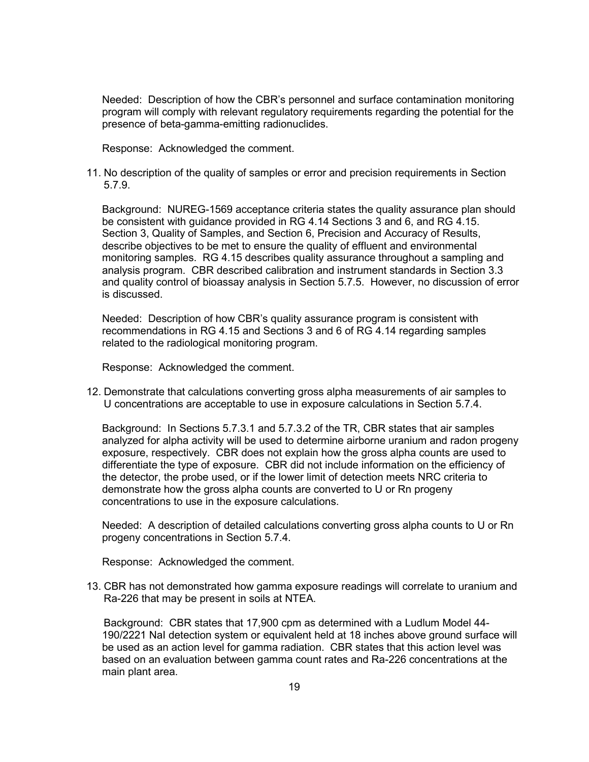Needed: Description of how the CBR's personnel and surface contamination monitoring program will comply with relevant regulatory requirements regarding the potential for the presence of beta-gamma-emitting radionuclides.

Response: Acknowledged the comment.

11. No description of the quality of samples or error and precision requirements in Section 5.7.9.

Background: NUREG-1569 acceptance criteria states the quality assurance plan should be consistent with guidance provided in RG 4.14 Sections 3 and 6, and RG 4.15. Section 3, Quality of Samples, and Section 6, Precision and Accuracy of Results, describe objectives to be met to ensure the quality of effluent and environmental monitoring samples. RG 4.15 describes quality assurance throughout a sampling and analysis program. CBR described calibration and instrument standards in Section 3.3 and quality control of bioassay analysis in Section 5.7.5. However, no discussion of error is discussed.

Needed: Description of how CBR's quality assurance program is consistent with recommendations in RG 4.15 and Sections 3 and 6 of RG 4.14 regarding samples related to the radiological monitoring program.

Response: Acknowledged the comment.

12. Demonstrate that calculations converting gross alpha measurements of air samples to U concentrations are acceptable to use in exposure calculations in Section 5.7.4.

Background: In Sections 5.7.3.1 and 5.7.3.2 of the TR, CBR states that air samples analyzed for alpha activity will be used to determine airborne uranium and radon progeny exposure, respectively. CBR does not explain how the gross alpha counts are used to differentiate the type of exposure. CBR did not include information on the efficiency of the detector, the probe used, or if the lower limit of detection meets NRC criteria to demonstrate how the gross alpha counts are converted to U or Rn progeny concentrations to use in the exposure calculations.

Needed: A description of detailed calculations converting gross alpha counts to U or Rn progeny concentrations in Section 5.7.4.

Response: Acknowledged the comment.

13. CBR has not demonstrated how gamma exposure readings will correlate to uranium and Ra-226 that may be present in soils at NTEA.

Background: CBR states that 17,900 cpm as determined with a Ludlum Model 44-190/2221 NaI detection system or equivalent held at 18 inches above ground surface will be used as an action level for gamma radiation. CBR states that this action level was based on an evaluation between gamma count rates and Ra-226 concentrations at the main plant area.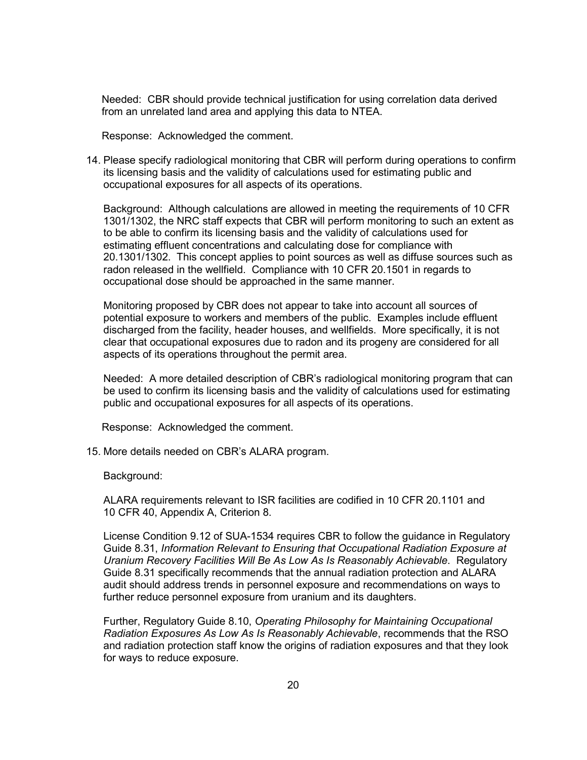Needed: CBR should provide technical justification for using correlation data derived from an unrelated land area and applying this data to NTEA.

Response: Acknowledged the comment.

14. Please specify radiological monitoring that CBR will perform during operations to confirm its licensing basis and the validity of calculations used for estimating public and occupational exposures for all aspects of its operations.

    Background: Although calculations are allowed in meeting the requirements of 10 CFR 1301/1302, the NRC staff expects that CBR will perform monitoring to such an extent as to be able to confirm its licensing basis and the validity of calculations used for estimating effluent concentrations and calculating dose for compliance with 20.1301/1302. This concept applies to point sources as well as diffuse sources such as radon released in the wellfield. Compliance with 10 CFR 20.1501 in regards to occupational dose should be approached in the same manner.

    Monitoring proposed by CBR does not appear to take into account all sources of potential exposure to workers and members of the public. Examples include effluent discharged from the facility, header houses, and wellfields. More specifically, it is not clear that occupational exposures due to radon and its progeny are considered for all aspects of its operations throughout the permit area.

    Needed: A more detailed description of CBR's radiological monitoring program that can be used to confirm its licensing basis and the validity of calculations used for estimating public and occupational exposures for all aspects of its operations.

    Response: Acknowledged the comment.

15. More details needed on CBR's ALARA program.

    Background:

    ALARA requirements relevant to ISR facilities are codified in 10 CFR 20.1101 and 10 CFR 40, Appendix A, Criterion 8.

    License Condition 9.12 of SUA-1534 requires CBR to follow the guidance in Regulatory Guide 8.31, *Information Relevant to Ensuring that Occupational Radiation Exposure at Uranium Recovery Facilities Will Be As Low As Is Reasonably Achievable*. Regulatory Guide 8.31 specifically recommends that the annual radiation protection and ALARA audit should address trends in personnel exposure and recommendations on ways to further reduce personnel exposure from uranium and its daughters.

    Further, Regulatory Guide 8.10, *Operating Philosophy for Maintaining Occupational Radiation Exposures As Low As Is Reasonably Achievable*, recommends that the RSO and radiation protection staff know the origins of radiation exposures and that they look for ways to reduce exposure.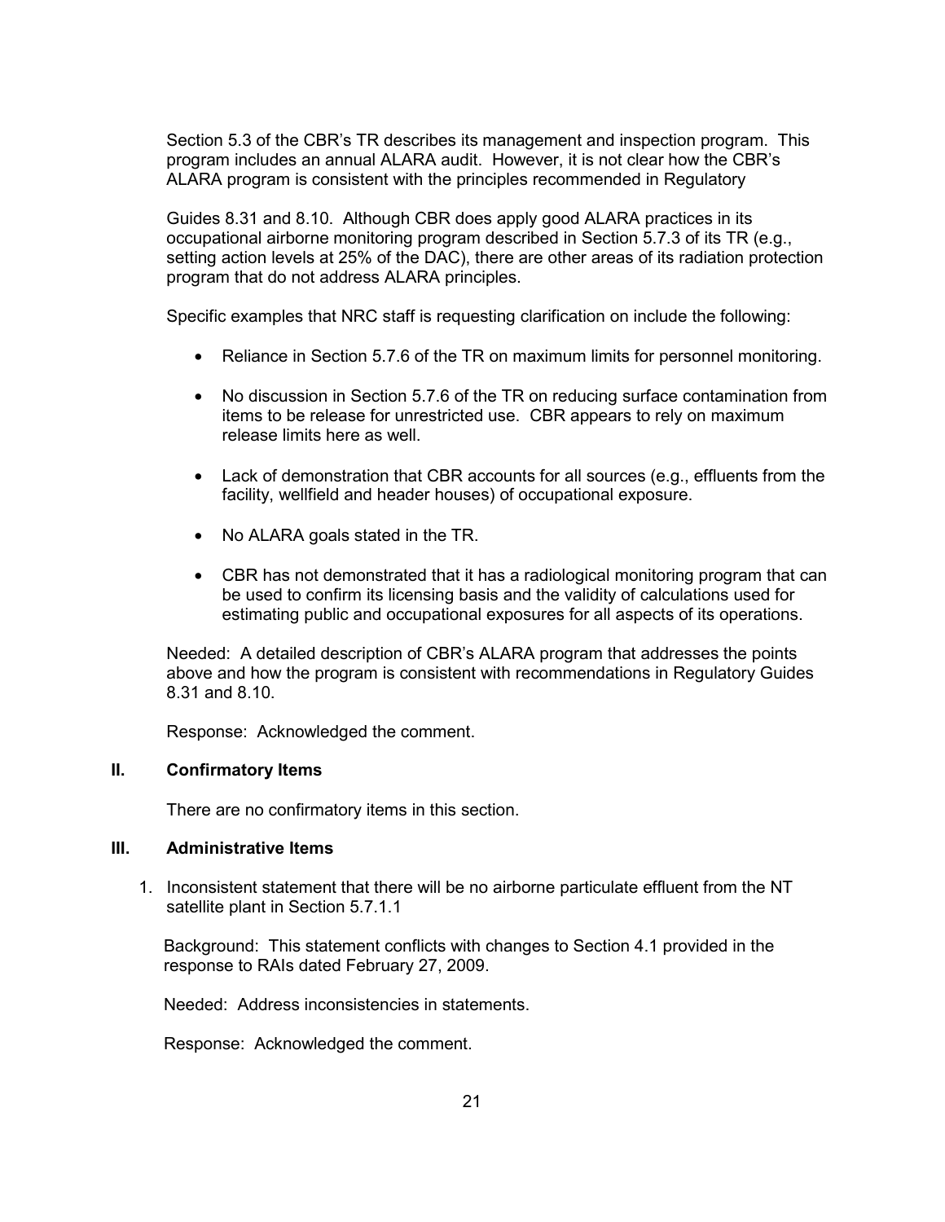Section 5.3 of the CBR's TR describes its management and inspection program. This program includes an annual ALARA audit. However, it is not clear how the CBR's ALARA program is consistent with the principles recommended in Regulatory

Guides 8.31 and 8.10. Although CBR does apply good ALARA practices in its occupational airborne monitoring program described in Section 5.7.3 of its TR (e.g., setting action levels at 25% of the DAC), there are other areas of its radiation protection program that do not address ALARA principles.

Specific examples that NRC staff is requesting clarification on include the following:

- Reliance in Section 5.7.6 of the TR on maximum limits for personnel monitoring.
- No discussion in Section 5.7.6 of the TR on reducing surface contamination from items to be release for unrestricted use. CBR appears to rely on maximum release limits here as well.
- Lack of demonstration that CBR accounts for all sources (e.g., effluents from the facility, wellfield and header houses) of occupational exposure.
- No ALARA goals stated in the TR.
- CBR has not demonstrated that it has a radiological monitoring program that can be used to confirm its licensing basis and the validity of calculations used for estimating public and occupational exposures for all aspects of its operations.

Needed: A detailed description of CBR's ALARA program that addresses the points above and how the program is consistent with recommendations in Regulatory Guides 8.31 and 8.10.

Response: Acknowledged the comment.

## II. Confirmatory Items

There are no confirmatory items in this section.

## III. Administrative Items

1. Inconsistent statement that there will be no airborne particulate effluent from the NT satellite plant in Section 5.7.1.1

   Background: This statement conflicts with changes to Section 4.1 provided in the response to RAIs dated February 27, 2009.

   Needed: Address inconsistencies in statements.

   Response: Acknowledged the comment.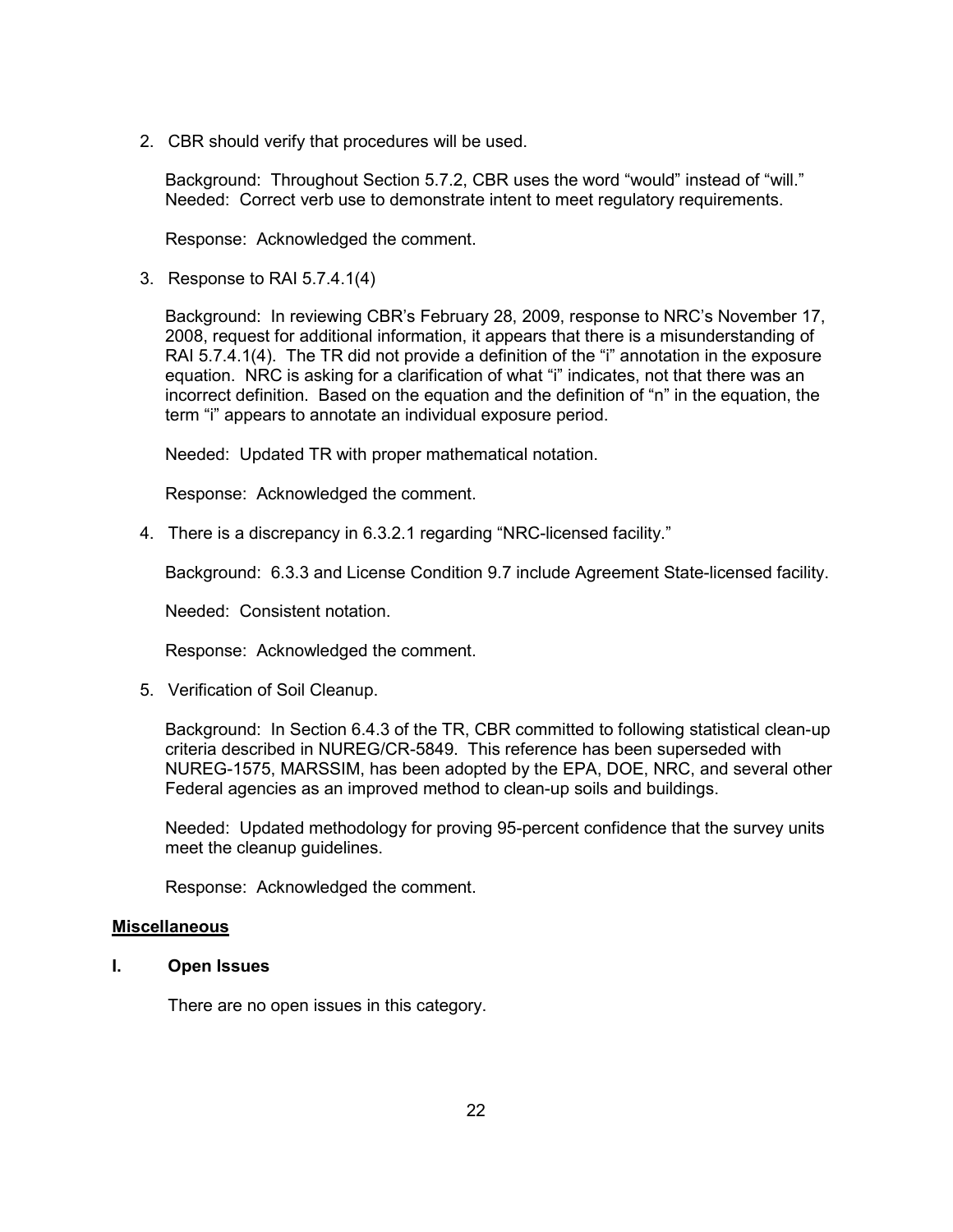2. CBR should verify that procedures will be used.

   Background: Throughout Section 5.7.2, CBR uses the word "would" instead of "will." Needed: Correct verb use to demonstrate intent to meet regulatory requirements.

   Response: Acknowledged the comment.

3. Response to RAI 5.7.4.1(4)

   Background: In reviewing CBR's February 28, 2009, response to NRC's November 17, 2008, request for additional information, it appears that there is a misunderstanding of RAI 5.7.4.1(4). The TR did not provide a definition of the "i" annotation in the exposure equation. NRC is asking for a clarification of what "i" indicates, not that there was an incorrect definition. Based on the equation and the definition of "n" in the equation, the term "i" appears to annotate an individual exposure period.

   Needed: Updated TR with proper mathematical notation.

   Response: Acknowledged the comment.

4. There is a discrepancy in 6.3.2.1 regarding "NRC-licensed facility."

   Background: 6.3.3 and License Condition 9.7 include Agreement State-licensed facility.

   Needed: Consistent notation.

   Response: Acknowledged the comment.

5. Verification of Soil Cleanup.

   Background: In Section 6.4.3 of the TR, CBR committed to following statistical clean-up criteria described in NUREG/CR-5849. This reference has been superseded with NUREG-1575, MARSSIM, has been adopted by the EPA, DOE, NRC, and several other Federal agencies as an improved method to clean-up soils and buildings.

   Needed: Updated methodology for proving 95-percent confidence that the survey units meet the cleanup guidelines.

   Response: Acknowledged the comment.

## Miscellaneous

### I. Open Issues

There are no open issues in this category.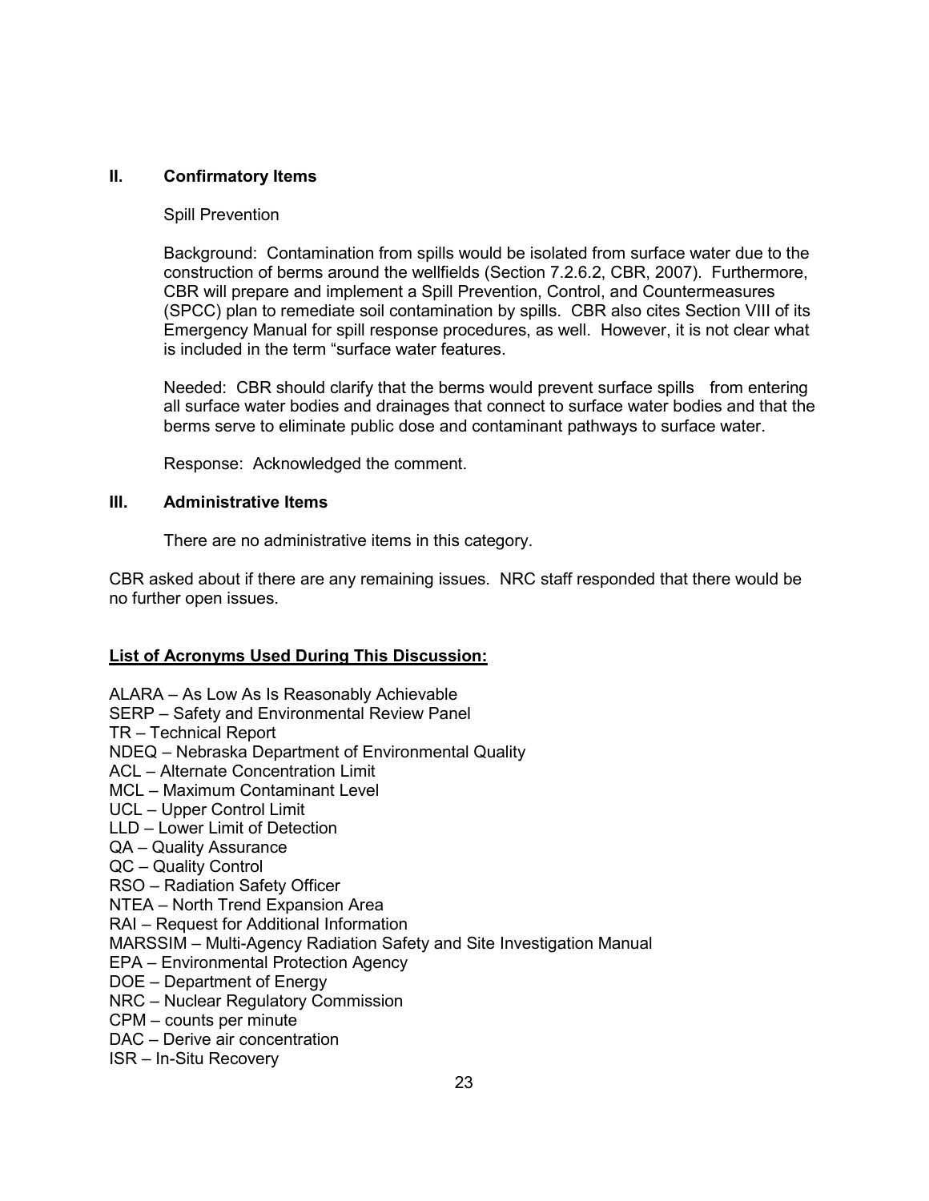## II. Confirmatory Items

Spill Prevention

Background: Contamination from spills would be isolated from surface water due to the construction of berms around the wellfields (Section 7.2.6.2, CBR, 2007). Furthermore, CBR will prepare and implement a Spill Prevention, Control, and Countermeasures (SPCC) plan to remediate soil contamination by spills. CBR also cites Section VIII of its Emergency Manual for spill response procedures, as well. However, it is not clear what is included in the term "surface water features.

Needed: CBR should clarify that the berms would prevent surface spills from entering all surface water bodies and drainages that connect to surface water bodies and that the berms serve to eliminate public dose and contaminant pathways to surface water.

Response: Acknowledged the comment.

## III. Administrative Items

There are no administrative items in this category.

CBR asked about if there are any remaining issues. NRC staff responded that there would be no further open issues.

**List of Acronyms Used During This Discussion:**

ALARA – As Low As Is Reasonably Achievable
SERP – Safety and Environmental Review Panel
TR – Technical Report
NDEQ – Nebraska Department of Environmental Quality
ACL – Alternate Concentration Limit
MCL – Maximum Contaminant Level
UCL – Upper Control Limit
LLD – Lower Limit of Detection
QA – Quality Assurance
QC – Quality Control
RSO – Radiation Safety Officer
NTEA – North Trend Expansion Area
RAI – Request for Additional Information
MARSSIM – Multi-Agency Radiation Safety and Site Investigation Manual
EPA – Environmental Protection Agency
DOE – Department of Energy
NRC – Nuclear Regulatory Commission
CPM – counts per minute
DAC – Derive air concentration
ISR – In-Situ Recovery